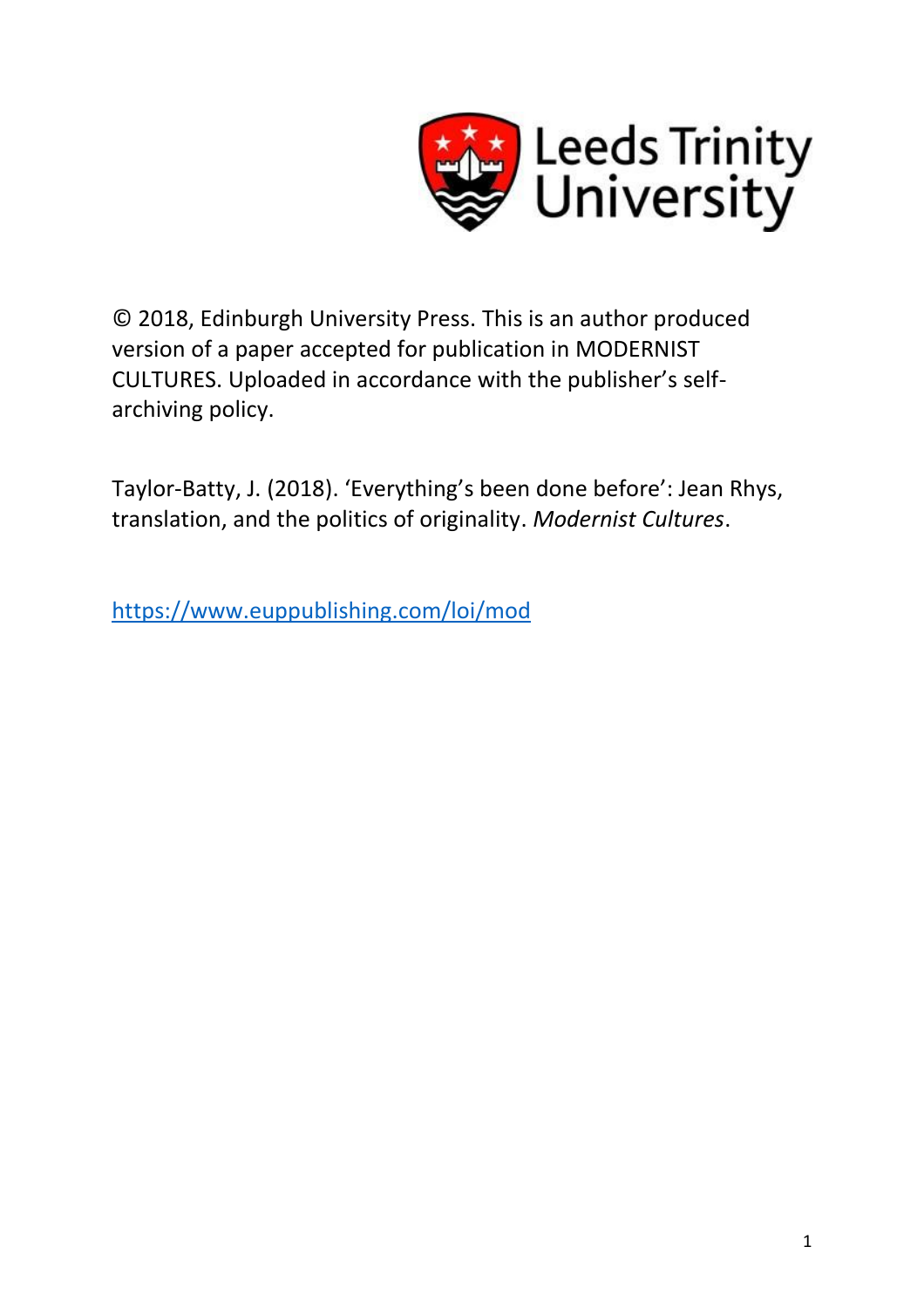Leeds Trinity University

© 2018, Edinburgh University Press. This is an author produced version of a paper accepted for publication in MODERNIST CULTURES. Uploaded in accordance with the publisher's self-archiving policy.

Taylor-Batty, J. (2018). 'Everything's been done before': Jean Rhys, translation, and the politics of originality. *Modernist Cultures*.

https://www.euppublishing.com/loi/mod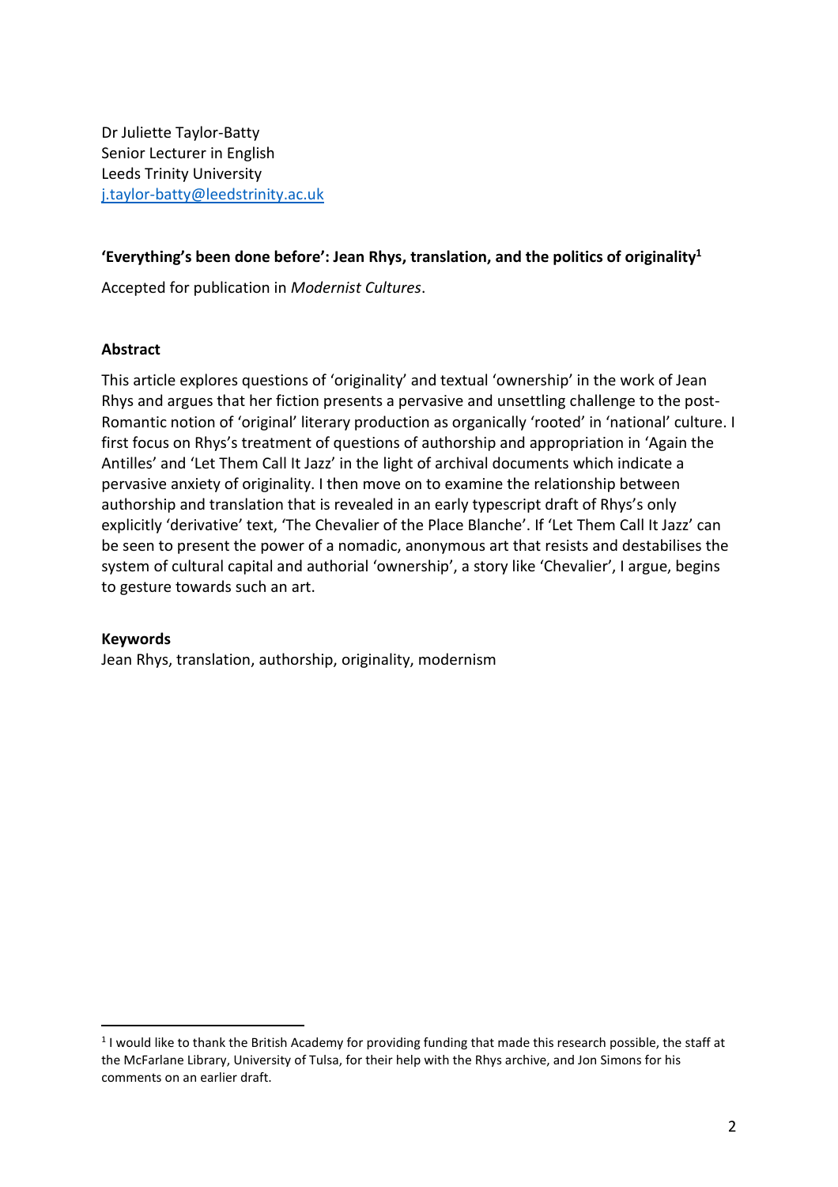Dr Juliette Taylor-Batty
Senior Lecturer in English
Leeds Trinity University
j.taylor-batty@leedstrinity.ac.uk

**'Everything's been done before': Jean Rhys, translation, and the politics of originality**[1]

Accepted for publication in *Modernist Cultures*.

**Abstract**

This article explores questions of 'originality' and textual 'ownership' in the work of Jean Rhys and argues that her fiction presents a pervasive and unsettling challenge to the post-Romantic notion of 'original' literary production as organically 'rooted' in 'national' culture. I first focus on Rhys's treatment of questions of authorship and appropriation in 'Again the Antilles' and 'Let Them Call It Jazz' in the light of archival documents which indicate a pervasive anxiety of originality. I then move on to examine the relationship between authorship and translation that is revealed in an early typescript draft of Rhys's only explicitly 'derivative' text, 'The Chevalier of the Place Blanche'. If 'Let Them Call It Jazz' can be seen to present the power of a nomadic, anonymous art that resists and destabilises the system of cultural capital and authorial 'ownership', a story like 'Chevalier', I argue, begins to gesture towards such an art.

**Keywords**
Jean Rhys, translation, authorship, originality, modernism

[1] I would like to thank the British Academy for providing funding that made this research possible, the staff at the McFarlane Library, University of Tulsa, for their help with the Rhys archive, and Jon Simons for his comments on an earlier draft.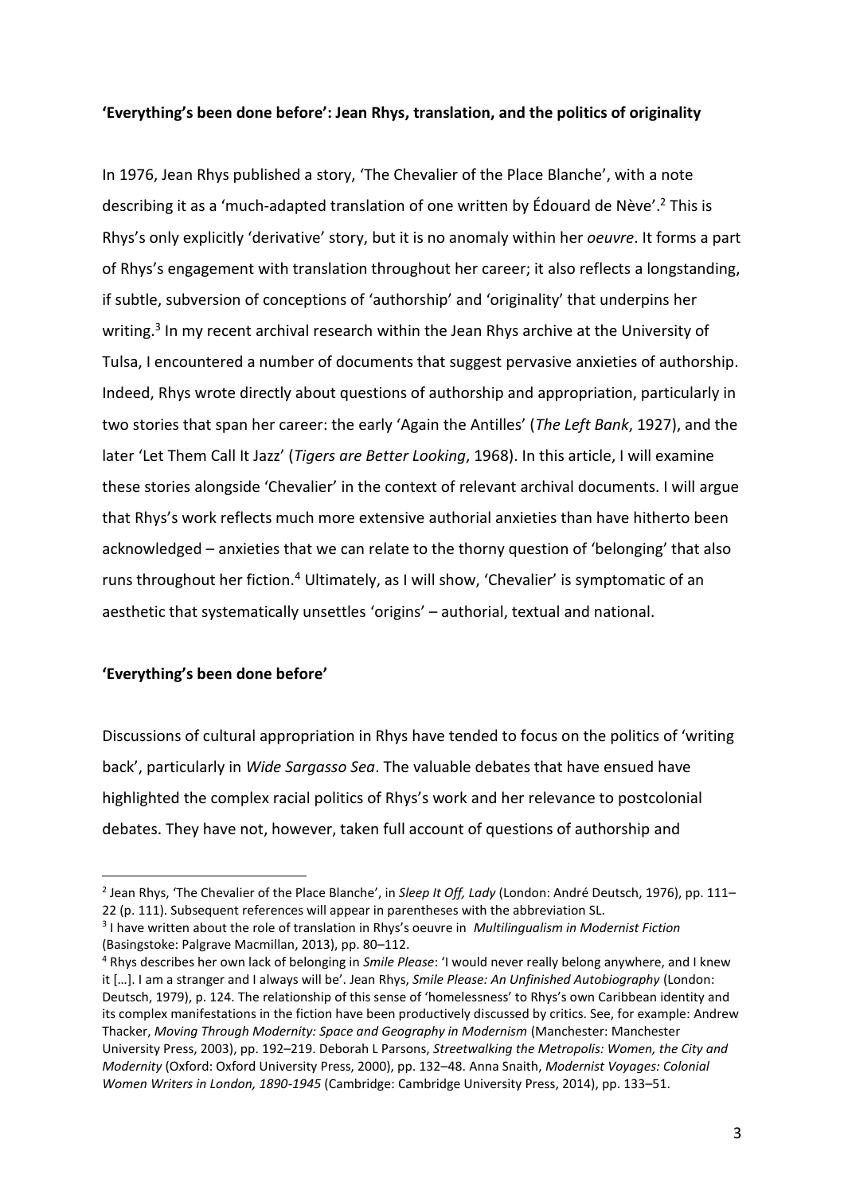**'Everything's been done before': Jean Rhys, translation, and the politics of originality**

In 1976, Jean Rhys published a story, 'The Chevalier of the Place Blanche', with a note describing it as a 'much-adapted translation of one written by Édouard de Nève'.[2] This is Rhys's only explicitly 'derivative' story, but it is no anomaly within her *oeuvre*. It forms a part of Rhys's engagement with translation throughout her career; it also reflects a longstanding, if subtle, subversion of conceptions of 'authorship' and 'originality' that underpins her writing.[3] In my recent archival research within the Jean Rhys archive at the University of Tulsa, I encountered a number of documents that suggest pervasive anxieties of authorship. Indeed, Rhys wrote directly about questions of authorship and appropriation, particularly in two stories that span her career: the early 'Again the Antilles' (*The Left Bank*, 1927), and the later 'Let Them Call It Jazz' (*Tigers are Better Looking*, 1968). In this article, I will examine these stories alongside 'Chevalier' in the context of relevant archival documents. I will argue that Rhys's work reflects much more extensive authorial anxieties than have hitherto been acknowledged – anxieties that we can relate to the thorny question of 'belonging' that also runs throughout her fiction.[4] Ultimately, as I will show, 'Chevalier' is symptomatic of an aesthetic that systematically unsettles 'origins' – authorial, textual and national.

**'Everything's been done before'**

Discussions of cultural appropriation in Rhys have tended to focus on the politics of 'writing back', particularly in *Wide Sargasso Sea*. The valuable debates that have ensued have highlighted the complex racial politics of Rhys's work and her relevance to postcolonial debates. They have not, however, taken full account of questions of authorship and

---

[2] Jean Rhys, 'The Chevalier of the Place Blanche', in *Sleep It Off, Lady* (London: André Deutsch, 1976), pp. 111–22 (p. 111). Subsequent references will appear in parentheses with the abbreviation SL.

[3] I have written about the role of translation in Rhys's oeuvre in *Multilingualism in Modernist Fiction* (Basingstoke: Palgrave Macmillan, 2013), pp. 80–112.

[4] Rhys describes her own lack of belonging in *Smile Please*: 'I would never really belong anywhere, and I knew it […]. I am a stranger and I always will be'. Jean Rhys, *Smile Please: An Unfinished Autobiography* (London: Deutsch, 1979), p. 124. The relationship of this sense of 'homelessness' to Rhys's own Caribbean identity and its complex manifestations in the fiction have been productively discussed by critics. See, for example: Andrew Thacker, *Moving Through Modernity: Space and Geography in Modernism* (Manchester: Manchester University Press, 2003), pp. 192–219. Deborah L Parsons, *Streetwalking the Metropolis: Women, the City and Modernity* (Oxford: Oxford University Press, 2000), pp. 132–48. Anna Snaith, *Modernist Voyages: Colonial Women Writers in London, 1890-1945* (Cambridge: Cambridge University Press, 2014), pp. 133–51.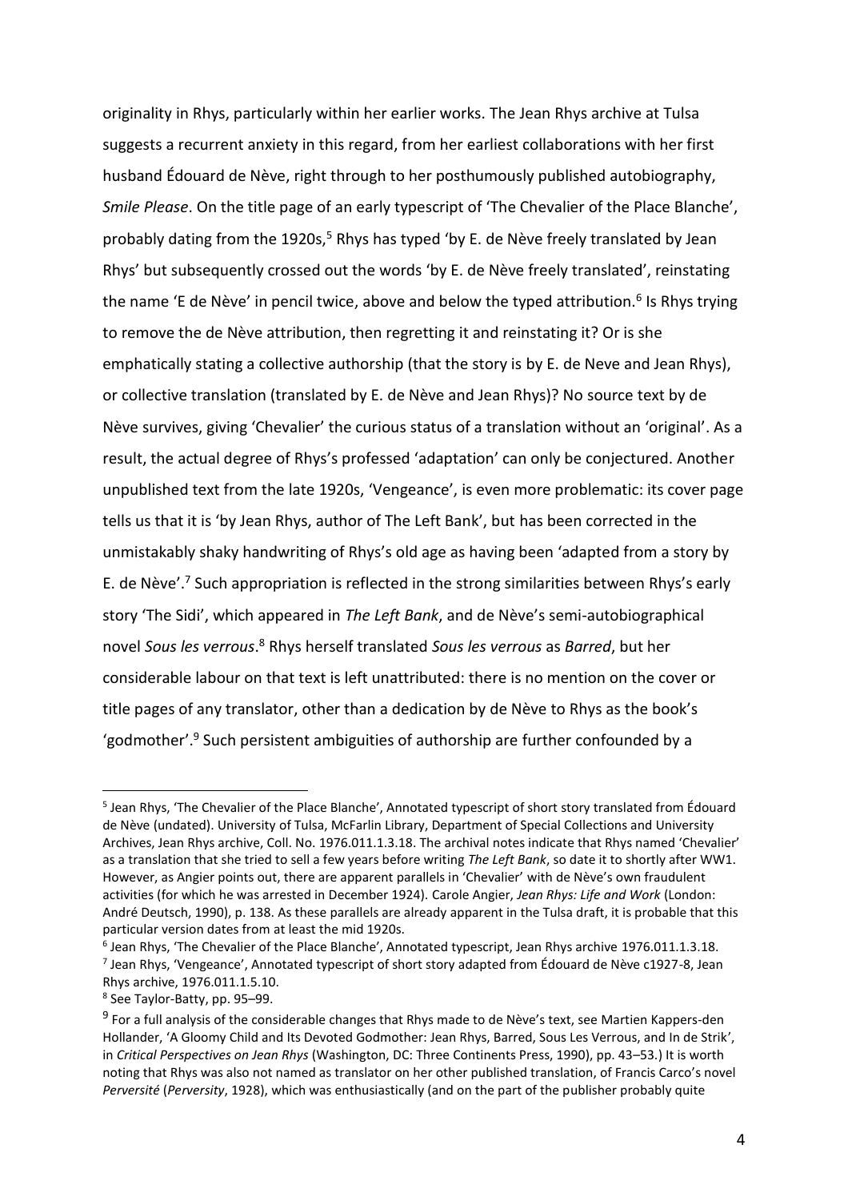originality in Rhys, particularly within her earlier works. The Jean Rhys archive at Tulsa suggests a recurrent anxiety in this regard, from her earliest collaborations with her first husband Édouard de Nève, right through to her posthumously published autobiography, *Smile Please*. On the title page of an early typescript of 'The Chevalier of the Place Blanche', probably dating from the 1920s,[5] Rhys has typed 'by E. de Nève freely translated by Jean Rhys' but subsequently crossed out the words 'by E. de Nève freely translated', reinstating the name 'E de Nève' in pencil twice, above and below the typed attribution.[6] Is Rhys trying to remove the de Nève attribution, then regretting it and reinstating it? Or is she emphatically stating a collective authorship (that the story is by E. de Neve and Jean Rhys), or collective translation (translated by E. de Nève and Jean Rhys)? No source text by de Nève survives, giving 'Chevalier' the curious status of a translation without an 'original'. As a result, the actual degree of Rhys's professed 'adaptation' can only be conjectured. Another unpublished text from the late 1920s, 'Vengeance', is even more problematic: its cover page tells us that it is 'by Jean Rhys, author of The Left Bank', but has been corrected in the unmistakably shaky handwriting of Rhys's old age as having been 'adapted from a story by E. de Nève'.[7] Such appropriation is reflected in the strong similarities between Rhys's early story 'The Sidi', which appeared in *The Left Bank*, and de Nève's semi-autobiographical novel *Sous les verrous*.[8] Rhys herself translated *Sous les verrous* as *Barred*, but her considerable labour on that text is left unattributed: there is no mention on the cover or title pages of any translator, other than a dedication by de Nève to Rhys as the book's 'godmother'.[9] Such persistent ambiguities of authorship are further confounded by a

---

[5] Jean Rhys, 'The Chevalier of the Place Blanche', Annotated typescript of short story translated from Édouard de Nève (undated). University of Tulsa, McFarlin Library, Department of Special Collections and University Archives, Jean Rhys archive, Coll. No. 1976.011.1.3.18. The archival notes indicate that Rhys named 'Chevalier' as a translation that she tried to sell a few years before writing *The Left Bank*, so date it to shortly after WW1. However, as Angier points out, there are apparent parallels in 'Chevalier' with de Nève's own fraudulent activities (for which he was arrested in December 1924). Carole Angier, *Jean Rhys: Life and Work* (London: André Deutsch, 1990), p. 138. As these parallels are already apparent in the Tulsa draft, it is probable that this particular version dates from at least the mid 1920s.

[6] Jean Rhys, 'The Chevalier of the Place Blanche', Annotated typescript, Jean Rhys archive 1976.011.1.3.18.

[7] Jean Rhys, 'Vengeance', Annotated typescript of short story adapted from Édouard de Nève c1927-8, Jean Rhys archive, 1976.011.1.5.10.

[8] See Taylor-Batty, pp. 95–99.

[9] For a full analysis of the considerable changes that Rhys made to de Nève's text, see Martien Kappers-den Hollander, 'A Gloomy Child and Its Devoted Godmother: Jean Rhys, Barred, Sous Les Verrous, and In de Strik', in *Critical Perspectives on Jean Rhys* (Washington, DC: Three Continents Press, 1990), pp. 43–53.) It is worth noting that Rhys was also not named as translator on her other published translation, of Francis Carco's novel *Perversité* (*Perversity*, 1928), which was enthusiastically (and on the part of the publisher probably quite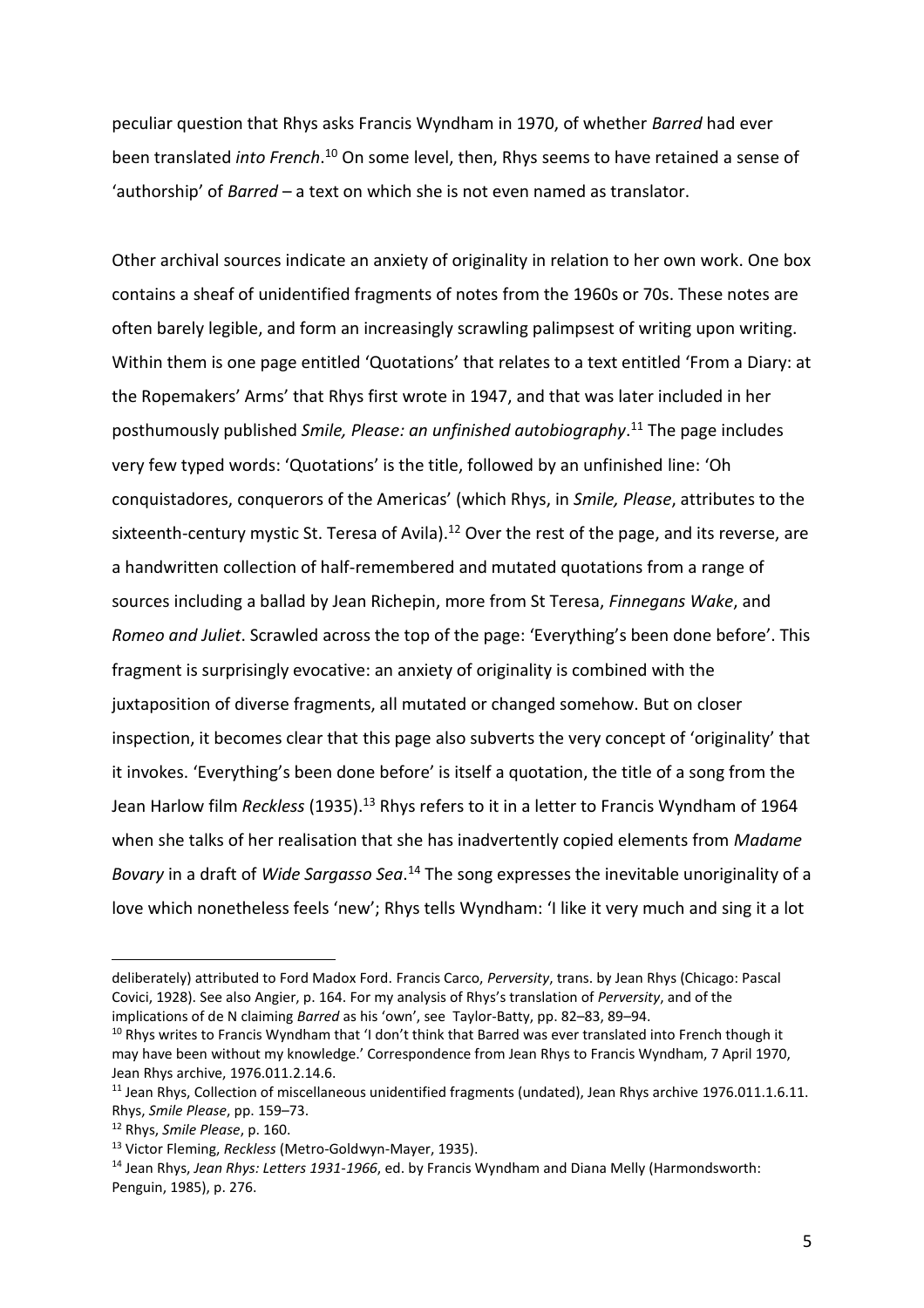peculiar question that Rhys asks Francis Wyndham in 1970, of whether *Barred* had ever been translated *into French*.[10] On some level, then, Rhys seems to have retained a sense of 'authorship' of *Barred* – a text on which she is not even named as translator.

Other archival sources indicate an anxiety of originality in relation to her own work. One box contains a sheaf of unidentified fragments of notes from the 1960s or 70s. These notes are often barely legible, and form an increasingly scrawling palimpsest of writing upon writing. Within them is one page entitled 'Quotations' that relates to a text entitled 'From a Diary: at the Ropemakers' Arms' that Rhys first wrote in 1947, and that was later included in her posthumously published *Smile, Please: an unfinished autobiography*.[11] The page includes very few typed words: 'Quotations' is the title, followed by an unfinished line: 'Oh conquistadores, conquerors of the Americas' (which Rhys, in *Smile, Please*, attributes to the sixteenth-century mystic St. Teresa of Avila).[12] Over the rest of the page, and its reverse, are a handwritten collection of half-remembered and mutated quotations from a range of sources including a ballad by Jean Richepin, more from St Teresa, *Finnegans Wake*, and *Romeo and Juliet*. Scrawled across the top of the page: 'Everything's been done before'. This fragment is surprisingly evocative: an anxiety of originality is combined with the juxtaposition of diverse fragments, all mutated or changed somehow. But on closer inspection, it becomes clear that this page also subverts the very concept of 'originality' that it invokes. 'Everything's been done before' is itself a quotation, the title of a song from the Jean Harlow film *Reckless* (1935).[13] Rhys refers to it in a letter to Francis Wyndham of 1964 when she talks of her realisation that she has inadvertently copied elements from *Madame Bovary* in a draft of *Wide Sargasso Sea*.[14] The song expresses the inevitable unoriginality of a love which nonetheless feels 'new'; Rhys tells Wyndham: 'I like it very much and sing it a lot

---

deliberately) attributed to Ford Madox Ford. Francis Carco, *Perversity*, trans. by Jean Rhys (Chicago: Pascal Covici, 1928). See also Angier, p. 164. For my analysis of Rhys's translation of *Perversity*, and of the implications of de N claiming *Barred* as his 'own', see Taylor-Batty, pp. 82–83, 89–94.

[10] Rhys writes to Francis Wyndham that 'I don't think that Barred was ever translated into French though it may have been without my knowledge.' Correspondence from Jean Rhys to Francis Wyndham, 7 April 1970, Jean Rhys archive, 1976.011.2.14.6.

[11] Jean Rhys, Collection of miscellaneous unidentified fragments (undated), Jean Rhys archive 1976.011.1.6.11. Rhys, *Smile Please*, pp. 159–73.

[12] Rhys, *Smile Please*, p. 160.

[13] Victor Fleming, *Reckless* (Metro-Goldwyn-Mayer, 1935).

[14] Jean Rhys, *Jean Rhys: Letters 1931-1966*, ed. by Francis Wyndham and Diana Melly (Harmondsworth: Penguin, 1985), p. 276.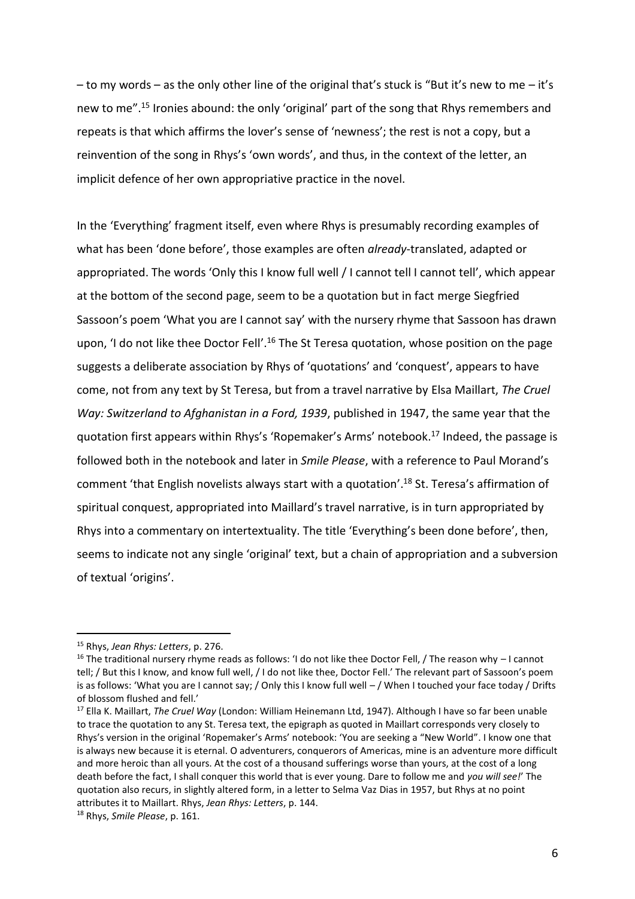– to my words – as the only other line of the original that's stuck is "But it's new to me – it's new to me".[15] Ironies abound: the only 'original' part of the song that Rhys remembers and repeats is that which affirms the lover's sense of 'newness'; the rest is not a copy, but a reinvention of the song in Rhys's 'own words', and thus, in the context of the letter, an implicit defence of her own appropriative practice in the novel.

In the 'Everything' fragment itself, even where Rhys is presumably recording examples of what has been 'done before', those examples are often *already*-translated, adapted or appropriated. The words 'Only this I know full well / I cannot tell I cannot tell', which appear at the bottom of the second page, seem to be a quotation but in fact merge Siegfried Sassoon's poem 'What you are I cannot say' with the nursery rhyme that Sassoon has drawn upon, 'I do not like thee Doctor Fell'.[16] The St Teresa quotation, whose position on the page suggests a deliberate association by Rhys of 'quotations' and 'conquest', appears to have come, not from any text by St Teresa, but from a travel narrative by Elsa Maillart, *The Cruel Way: Switzerland to Afghanistan in a Ford, 1939*, published in 1947, the same year that the quotation first appears within Rhys's 'Ropemaker's Arms' notebook.[17] Indeed, the passage is followed both in the notebook and later in *Smile Please*, with a reference to Paul Morand's comment 'that English novelists always start with a quotation'.[18] St. Teresa's affirmation of spiritual conquest, appropriated into Maillard's travel narrative, is in turn appropriated by Rhys into a commentary on intertextuality. The title 'Everything's been done before', then, seems to indicate not any single 'original' text, but a chain of appropriation and a subversion of textual 'origins'.

---

[15] Rhys, *Jean Rhys: Letters*, p. 276.

[16] The traditional nursery rhyme reads as follows: 'I do not like thee Doctor Fell, / The reason why – I cannot tell; / But this I know, and know full well, / I do not like thee, Doctor Fell.' The relevant part of Sassoon's poem is as follows: 'What you are I cannot say; / Only this I know full well – / When I touched your face today / Drifts of blossom flushed and fell.'

[17] Ella K. Maillart, *The Cruel Way* (London: William Heinemann Ltd, 1947). Although I have so far been unable to trace the quotation to any St. Teresa text, the epigraph as quoted in Maillart corresponds very closely to Rhys's version in the original 'Ropemaker's Arms' notebook: 'You are seeking a "New World". I know one that is always new because it is eternal. O adventurers, conquerors of Americas, mine is an adventure more difficult and more heroic than all yours. At the cost of a thousand sufferings worse than yours, at the cost of a long death before the fact, I shall conquer this world that is ever young. Dare to follow me and *you will see!*' The quotation also recurs, in slightly altered form, in a letter to Selma Vaz Dias in 1957, but Rhys at no point attributes it to Maillart. Rhys, *Jean Rhys: Letters*, p. 144.

[18] Rhys, *Smile Please*, p. 161.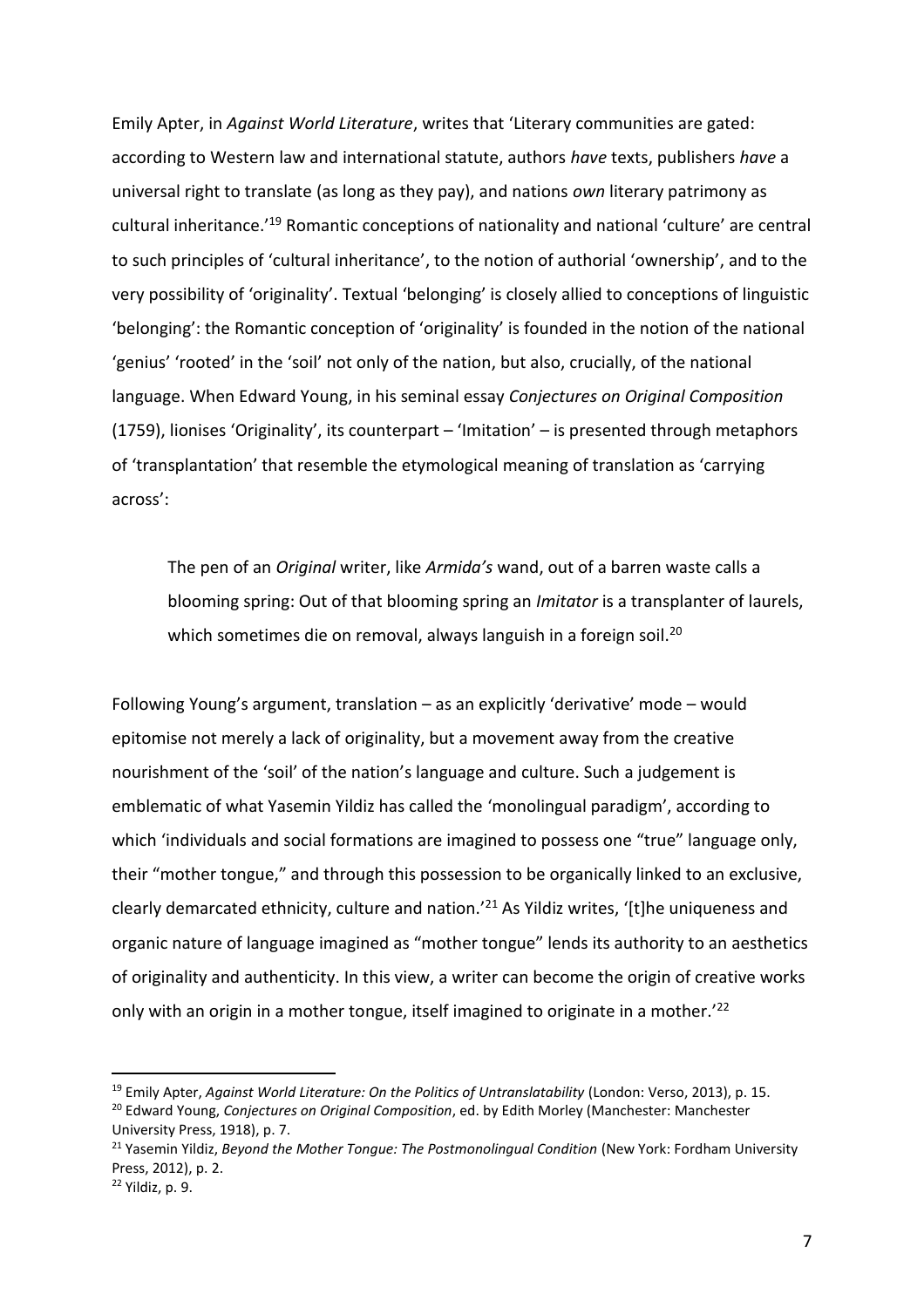Emily Apter, in *Against World Literature*, writes that 'Literary communities are gated: according to Western law and international statute, authors *have* texts, publishers *have* a universal right to translate (as long as they pay), and nations *own* literary patrimony as cultural inheritance.'[19] Romantic conceptions of nationality and national 'culture' are central to such principles of 'cultural inheritance', to the notion of authorial 'ownership', and to the very possibility of 'originality'. Textual 'belonging' is closely allied to conceptions of linguistic 'belonging': the Romantic conception of 'originality' is founded in the notion of the national 'genius' 'rooted' in the 'soil' not only of the nation, but also, crucially, of the national language. When Edward Young, in his seminal essay *Conjectures on Original Composition* (1759), lionises 'Originality', its counterpart – 'Imitation' – is presented through metaphors of 'transplantation' that resemble the etymological meaning of translation as 'carrying across':

> The pen of an *Original* writer, like *Armida's* wand, out of a barren waste calls a blooming spring: Out of that blooming spring an *Imitator* is a transplanter of laurels, which sometimes die on removal, always languish in a foreign soil.[20]

Following Young's argument, translation – as an explicitly 'derivative' mode – would epitomise not merely a lack of originality, but a movement away from the creative nourishment of the 'soil' of the nation's language and culture. Such a judgement is emblematic of what Yasemin Yildiz has called the 'monolingual paradigm', according to which 'individuals and social formations are imagined to possess one "true" language only, their "mother tongue," and through this possession to be organically linked to an exclusive, clearly demarcated ethnicity, culture and nation.'[21] As Yildiz writes, '[t]he uniqueness and organic nature of language imagined as "mother tongue" lends its authority to an aesthetics of originality and authenticity. In this view, a writer can become the origin of creative works only with an origin in a mother tongue, itself imagined to originate in a mother.'[22]

---

[19] Emily Apter, *Against World Literature: On the Politics of Untranslatability* (London: Verso, 2013), p. 15.

[20] Edward Young, *Conjectures on Original Composition*, ed. by Edith Morley (Manchester: Manchester University Press, 1918), p. 7.

[21] Yasemin Yildiz, *Beyond the Mother Tongue: The Postmonolingual Condition* (New York: Fordham University Press, 2012), p. 2.

[22] Yildiz, p. 9.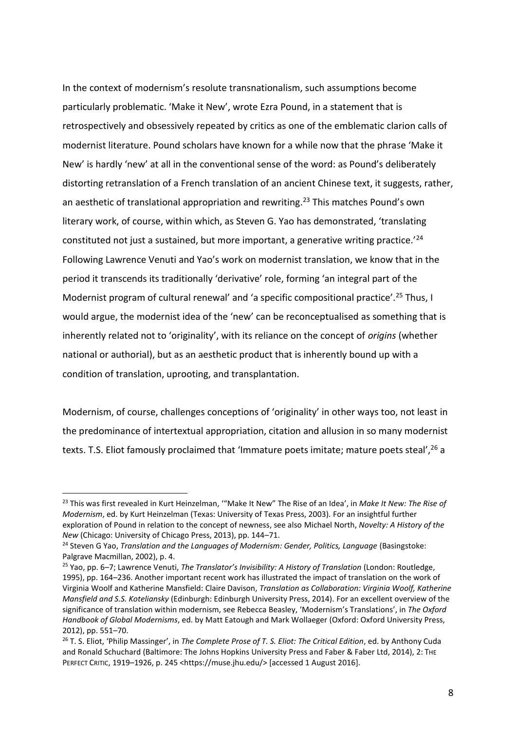In the context of modernism's resolute transnationalism, such assumptions become particularly problematic. 'Make it New', wrote Ezra Pound, in a statement that is retrospectively and obsessively repeated by critics as one of the emblematic clarion calls of modernist literature. Pound scholars have known for a while now that the phrase 'Make it New' is hardly 'new' at all in the conventional sense of the word: as Pound's deliberately distorting retranslation of a French translation of an ancient Chinese text, it suggests, rather, an aesthetic of translational appropriation and rewriting.[23] This matches Pound's own literary work, of course, within which, as Steven G. Yao has demonstrated, 'translating constituted not just a sustained, but more important, a generative writing practice.'[24] Following Lawrence Venuti and Yao's work on modernist translation, we know that in the period it transcends its traditionally 'derivative' role, forming 'an integral part of the Modernist program of cultural renewal' and 'a specific compositional practice'.[25] Thus, I would argue, the modernist idea of the 'new' can be reconceptualised as something that is inherently related not to 'originality', with its reliance on the concept of *origins* (whether national or authorial), but as an aesthetic product that is inherently bound up with a condition of translation, uprooting, and transplantation.

Modernism, of course, challenges conceptions of 'originality' in other ways too, not least in the predominance of intertextual appropriation, citation and allusion in so many modernist texts. T.S. Eliot famously proclaimed that 'Immature poets imitate; mature poets steal',[26] a

---

[23] This was first revealed in Kurt Heinzelman, '"Make It New" The Rise of an Idea', in *Make It New: The Rise of Modernism*, ed. by Kurt Heinzelman (Texas: University of Texas Press, 2003). For an insightful further exploration of Pound in relation to the concept of newness, see also Michael North, *Novelty: A History of the New* (Chicago: University of Chicago Press, 2013), pp. 144–71.

[24] Steven G Yao, *Translation and the Languages of Modernism: Gender, Politics, Language* (Basingstoke: Palgrave Macmillan, 2002), p. 4.

[25] Yao, pp. 6–7; Lawrence Venuti, *The Translator's Invisibility: A History of Translation* (London: Routledge, 1995), pp. 164–236. Another important recent work has illustrated the impact of translation on the work of Virginia Woolf and Katherine Mansfield: Claire Davison, *Translation as Collaboration: Virginia Woolf, Katherine Mansfield and S.S. Koteliansky* (Edinburgh: Edinburgh University Press, 2014). For an excellent overview of the significance of translation within modernism, see Rebecca Beasley, 'Modernism's Translations', in *The Oxford Handbook of Global Modernisms*, ed. by Matt Eatough and Mark Wollaeger (Oxford: Oxford University Press, 2012), pp. 551–70.

[26] T. S. Eliot, 'Philip Massinger', in *The Complete Prose of T. S. Eliot: The Critical Edition*, ed. by Anthony Cuda and Ronald Schuchard (Baltimore: The Johns Hopkins University Press and Faber & Faber Ltd, 2014), 2: THE PERFECT CRITIC, 1919–1926, p. 245 <https://muse.jhu.edu/> [accessed 1 August 2016].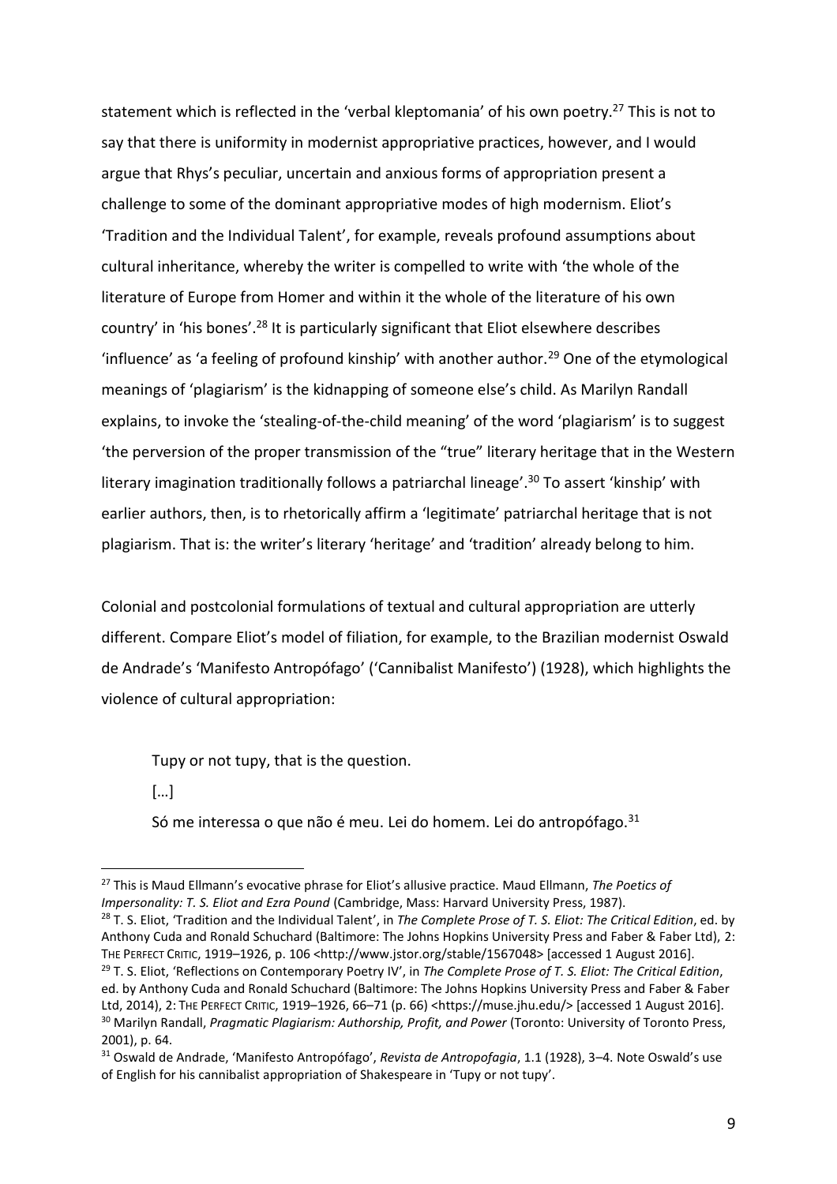statement which is reflected in the 'verbal kleptomania' of his own poetry.[27] This is not to say that there is uniformity in modernist appropriative practices, however, and I would argue that Rhys's peculiar, uncertain and anxious forms of appropriation present a challenge to some of the dominant appropriative modes of high modernism. Eliot's 'Tradition and the Individual Talent', for example, reveals profound assumptions about cultural inheritance, whereby the writer is compelled to write with 'the whole of the literature of Europe from Homer and within it the whole of the literature of his own country' in 'his bones'.[28] It is particularly significant that Eliot elsewhere describes 'influence' as 'a feeling of profound kinship' with another author.[29] One of the etymological meanings of 'plagiarism' is the kidnapping of someone else's child. As Marilyn Randall explains, to invoke the 'stealing-of-the-child meaning' of the word 'plagiarism' is to suggest 'the perversion of the proper transmission of the "true" literary heritage that in the Western literary imagination traditionally follows a patriarchal lineage'.[30] To assert 'kinship' with earlier authors, then, is to rhetorically affirm a 'legitimate' patriarchal heritage that is not plagiarism. That is: the writer's literary 'heritage' and 'tradition' already belong to him.

Colonial and postcolonial formulations of textual and cultural appropriation are utterly different. Compare Eliot's model of filiation, for example, to the Brazilian modernist Oswald de Andrade's 'Manifesto Antropófago' ('Cannibalist Manifesto') (1928), which highlights the violence of cultural appropriation:

> Tupy or not tupy, that is the question.
>
> […]
>
> Só me interessa o que não é meu. Lei do homem. Lei do antropófago.[31]

---

[27] This is Maud Ellmann's evocative phrase for Eliot's allusive practice. Maud Ellmann, *The Poetics of Impersonality: T. S. Eliot and Ezra Pound* (Cambridge, Mass: Harvard University Press, 1987).

[28] T. S. Eliot, 'Tradition and the Individual Talent', in *The Complete Prose of T. S. Eliot: The Critical Edition*, ed. by Anthony Cuda and Ronald Schuchard (Baltimore: The Johns Hopkins University Press and Faber & Faber Ltd), 2: THE PERFECT CRITIC, 1919–1926, p. 106 <http://www.jstor.org/stable/1567048> [accessed 1 August 2016].

[29] T. S. Eliot, 'Reflections on Contemporary Poetry IV', in *The Complete Prose of T. S. Eliot: The Critical Edition*, ed. by Anthony Cuda and Ronald Schuchard (Baltimore: The Johns Hopkins University Press and Faber & Faber Ltd, 2014), 2: THE PERFECT CRITIC, 1919–1926, 66–71 (p. 66) <https://muse.jhu.edu/> [accessed 1 August 2016].

[30] Marilyn Randall, *Pragmatic Plagiarism: Authorship, Profit, and Power* (Toronto: University of Toronto Press, 2001), p. 64.

[31] Oswald de Andrade, 'Manifesto Antropófago', *Revista de Antropofagia*, 1.1 (1928), 3–4. Note Oswald's use of English for his cannibalist appropriation of Shakespeare in 'Tupy or not tupy'.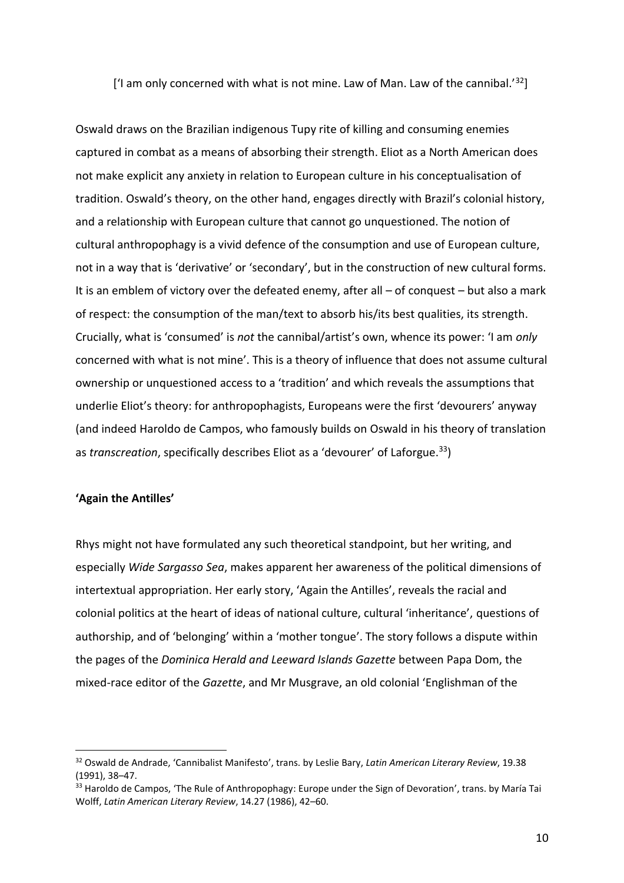['I am only concerned with what is not mine. Law of Man. Law of the cannibal.'[32]]

Oswald draws on the Brazilian indigenous Tupy rite of killing and consuming enemies captured in combat as a means of absorbing their strength. Eliot as a North American does not make explicit any anxiety in relation to European culture in his conceptualisation of tradition. Oswald's theory, on the other hand, engages directly with Brazil's colonial history, and a relationship with European culture that cannot go unquestioned. The notion of cultural anthropophagy is a vivid defence of the consumption and use of European culture, not in a way that is 'derivative' or 'secondary', but in the construction of new cultural forms. It is an emblem of victory over the defeated enemy, after all – of conquest – but also a mark of respect: the consumption of the man/text to absorb his/its best qualities, its strength. Crucially, what is 'consumed' is *not* the cannibal/artist's own, whence its power: 'I am *only* concerned with what is not mine'. This is a theory of influence that does not assume cultural ownership or unquestioned access to a 'tradition' and which reveals the assumptions that underlie Eliot's theory: for anthropophagists, Europeans were the first 'devourers' anyway (and indeed Haroldo de Campos, who famously builds on Oswald in his theory of translation as *transcreation*, specifically describes Eliot as a 'devourer' of Laforgue.[33])

**'Again the Antilles'**

Rhys might not have formulated any such theoretical standpoint, but her writing, and especially *Wide Sargasso Sea*, makes apparent her awareness of the political dimensions of intertextual appropriation. Her early story, 'Again the Antilles', reveals the racial and colonial politics at the heart of ideas of national culture, cultural 'inheritance', questions of authorship, and of 'belonging' within a 'mother tongue'. The story follows a dispute within the pages of the *Dominica Herald and Leeward Islands Gazette* between Papa Dom, the mixed-race editor of the *Gazette*, and Mr Musgrave, an old colonial 'Englishman of the

[32] Oswald de Andrade, 'Cannibalist Manifesto', trans. by Leslie Bary, *Latin American Literary Review*, 19.38 (1991), 38–47.

[33] Haroldo de Campos, 'The Rule of Anthropophagy: Europe under the Sign of Devoration', trans. by María Tai Wolff, *Latin American Literary Review*, 14.27 (1986), 42–60.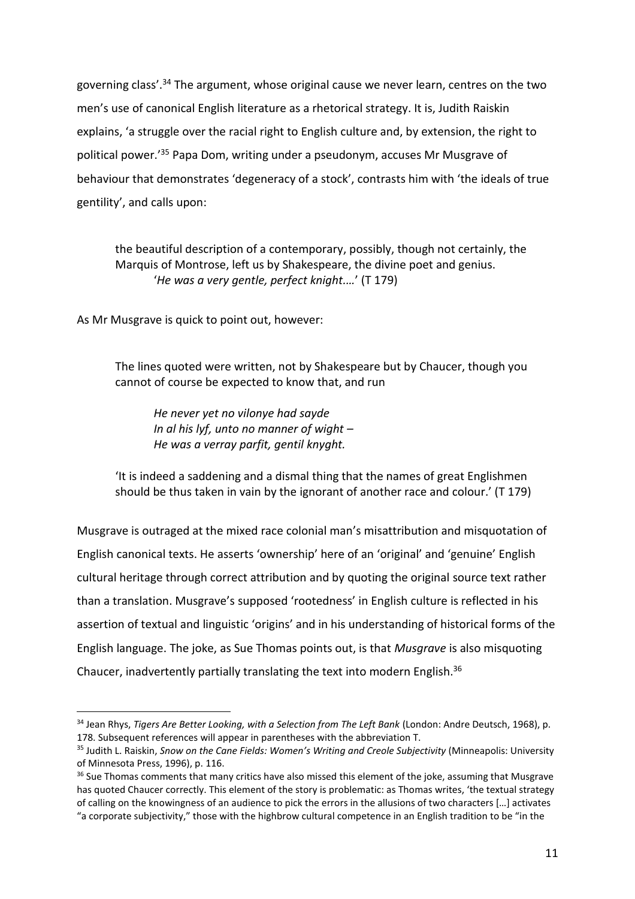governing class'.[34] The argument, whose original cause we never learn, centres on the two men's use of canonical English literature as a rhetorical strategy. It is, Judith Raiskin explains, 'a struggle over the racial right to English culture and, by extension, the right to political power.'[35] Papa Dom, writing under a pseudonym, accuses Mr Musgrave of behaviour that demonstrates 'degeneracy of a stock', contrasts him with 'the ideals of true gentility', and calls upon:

> the beautiful description of a contemporary, possibly, though not certainly, the Marquis of Montrose, left us by Shakespeare, the divine poet and genius.
> 
> '*He was a very gentle, perfect knight….*' (T 179)

As Mr Musgrave is quick to point out, however:

> The lines quoted were written, not by Shakespeare but by Chaucer, though you cannot of course be expected to know that, and run
>
> > *He never yet no vilonye had sayde*
> > *In al his lyf, unto no manner of wight –*
> > *He was a verray parfit, gentil knyght.*
>
> 'It is indeed a saddening and a dismal thing that the names of great Englishmen should be thus taken in vain by the ignorant of another race and colour.' (T 179)

Musgrave is outraged at the mixed race colonial man's misattribution and misquotation of English canonical texts. He asserts 'ownership' here of an 'original' and 'genuine' English cultural heritage through correct attribution and by quoting the original source text rather than a translation. Musgrave's supposed 'rootedness' in English culture is reflected in his assertion of textual and linguistic 'origins' and in his understanding of historical forms of the English language. The joke, as Sue Thomas points out, is that *Musgrave* is also misquoting Chaucer, inadvertently partially translating the text into modern English.[36]

---

[34] Jean Rhys, *Tigers Are Better Looking, with a Selection from The Left Bank* (London: Andre Deutsch, 1968), p. 178. Subsequent references will appear in parentheses with the abbreviation T.

[35] Judith L. Raiskin, *Snow on the Cane Fields: Women's Writing and Creole Subjectivity* (Minneapolis: University of Minnesota Press, 1996), p. 116.

[36] Sue Thomas comments that many critics have also missed this element of the joke, assuming that Musgrave has quoted Chaucer correctly. This element of the story is problematic: as Thomas writes, 'the textual strategy of calling on the knowingness of an audience to pick the errors in the allusions of two characters […] activates "a corporate subjectivity," those with the highbrow cultural competence in an English tradition to be "in the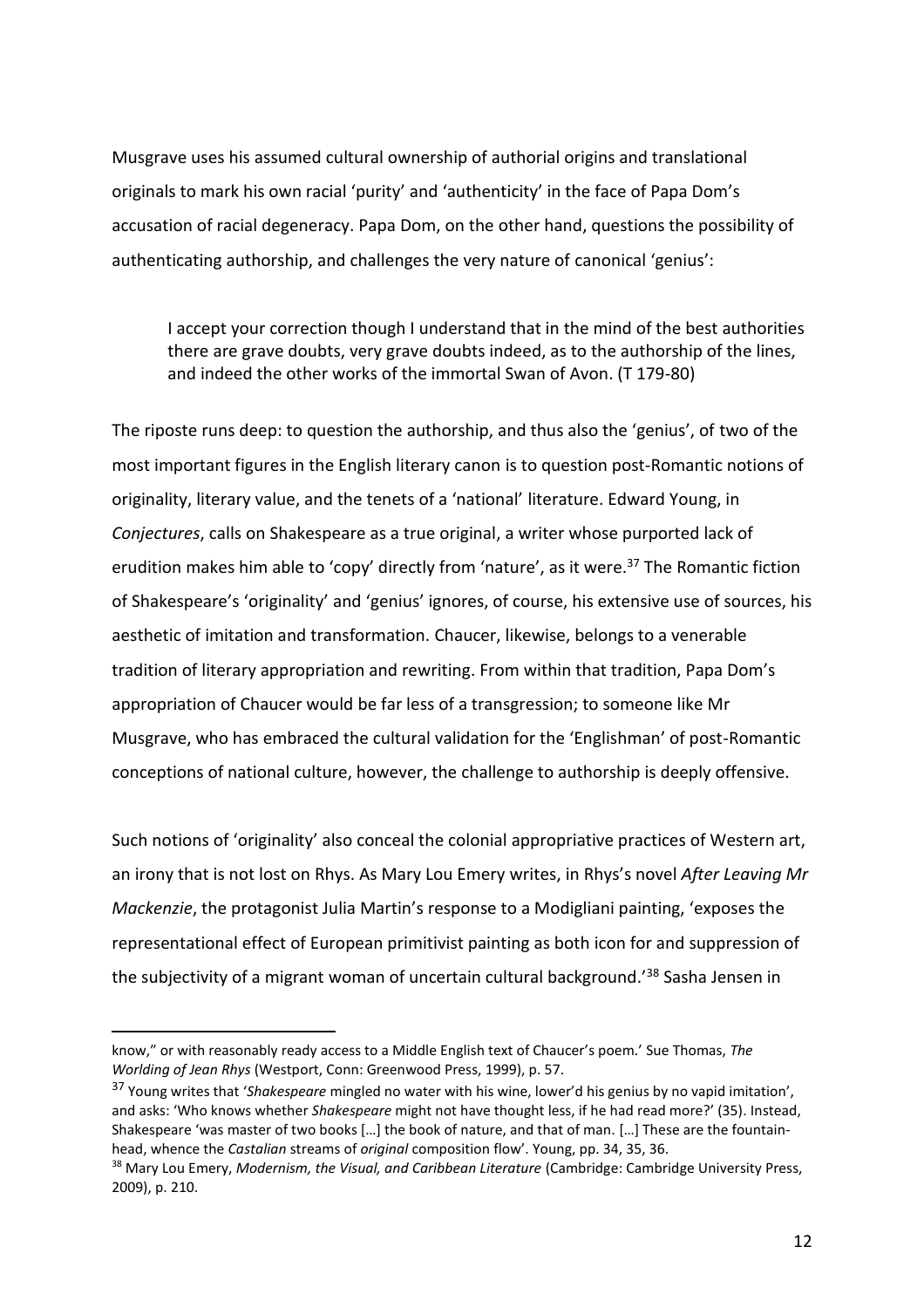Musgrave uses his assumed cultural ownership of authorial origins and translational originals to mark his own racial 'purity' and 'authenticity' in the face of Papa Dom's accusation of racial degeneracy. Papa Dom, on the other hand, questions the possibility of authenticating authorship, and challenges the very nature of canonical 'genius':

> I accept your correction though I understand that in the mind of the best authorities there are grave doubts, very grave doubts indeed, as to the authorship of the lines, and indeed the other works of the immortal Swan of Avon. (T 179-80)

The riposte runs deep: to question the authorship, and thus also the 'genius', of two of the most important figures in the English literary canon is to question post-Romantic notions of originality, literary value, and the tenets of a 'national' literature. Edward Young, in *Conjectures*, calls on Shakespeare as a true original, a writer whose purported lack of erudition makes him able to 'copy' directly from 'nature', as it were.[37] The Romantic fiction of Shakespeare's 'originality' and 'genius' ignores, of course, his extensive use of sources, his aesthetic of imitation and transformation. Chaucer, likewise, belongs to a venerable tradition of literary appropriation and rewriting. From within that tradition, Papa Dom's appropriation of Chaucer would be far less of a transgression; to someone like Mr Musgrave, who has embraced the cultural validation for the 'Englishman' of post-Romantic conceptions of national culture, however, the challenge to authorship is deeply offensive.

Such notions of 'originality' also conceal the colonial appropriative practices of Western art, an irony that is not lost on Rhys. As Mary Lou Emery writes, in Rhys's novel *After Leaving Mr Mackenzie*, the protagonist Julia Martin's response to a Modigliani painting, 'exposes the representational effect of European primitivist painting as both icon for and suppression of the subjectivity of a migrant woman of uncertain cultural background.'[38] Sasha Jensen in

---

know," or with reasonably ready access to a Middle English text of Chaucer's poem.' Sue Thomas, *The Worlding of Jean Rhys* (Westport, Conn: Greenwood Press, 1999), p. 57.

[37] Young writes that '*Shakespeare* mingled no water with his wine, lower'd his genius by no vapid imitation', and asks: 'Who knows whether *Shakespeare* might not have thought less, if he had read more?' (35). Instead, Shakespeare 'was master of two books […] the book of nature, and that of man. […] These are the fountain-head, whence the *Castalian* streams of *original* composition flow'. Young, pp. 34, 35, 36.

[38] Mary Lou Emery, *Modernism, the Visual, and Caribbean Literature* (Cambridge: Cambridge University Press, 2009), p. 210.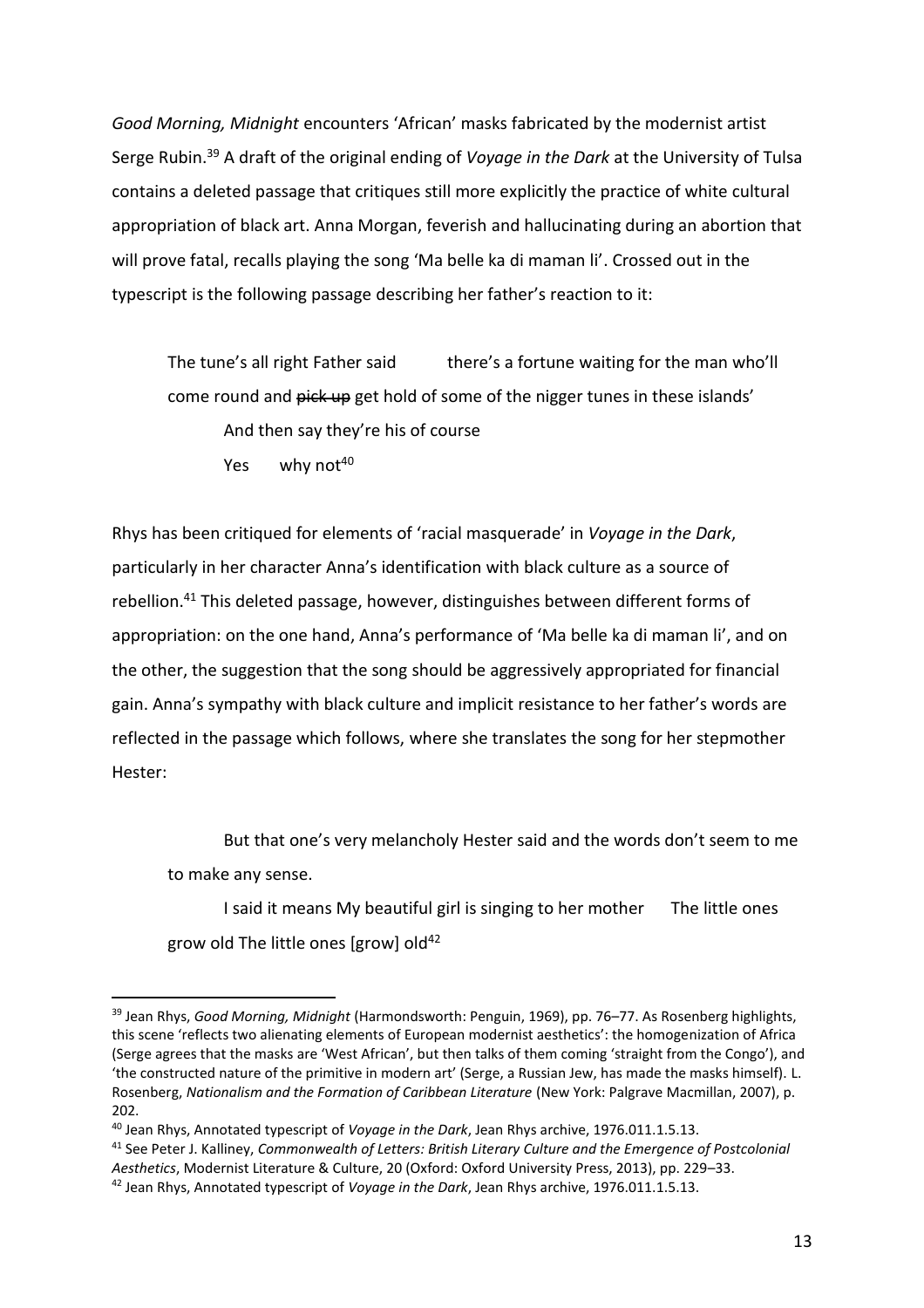*Good Morning, Midnight* encounters 'African' masks fabricated by the modernist artist Serge Rubin.[39] A draft of the original ending of *Voyage in the Dark* at the University of Tulsa contains a deleted passage that critiques still more explicitly the practice of white cultural appropriation of black art. Anna Morgan, feverish and hallucinating during an abortion that will prove fatal, recalls playing the song 'Ma belle ka di maman li'. Crossed out in the typescript is the following passage describing her father's reaction to it:

> The tune's all right Father said there's a fortune waiting for the man who'll come round and ~~pick up~~ get hold of some of the nigger tunes in these islands'
>
> And then say they're his of course
>
> Yes why not[40]

Rhys has been critiqued for elements of 'racial masquerade' in *Voyage in the Dark*, particularly in her character Anna's identification with black culture as a source of rebellion.[41] This deleted passage, however, distinguishes between different forms of appropriation: on the one hand, Anna's performance of 'Ma belle ka di maman li', and on the other, the suggestion that the song should be aggressively appropriated for financial gain. Anna's sympathy with black culture and implicit resistance to her father's words are reflected in the passage which follows, where she translates the song for her stepmother Hester:

> But that one's very melancholy Hester said and the words don't seem to me to make any sense.
>
> I said it means My beautiful girl is singing to her mother The little ones grow old The little ones [grow] old[42]

---

[39] Jean Rhys, *Good Morning, Midnight* (Harmondsworth: Penguin, 1969), pp. 76–77. As Rosenberg highlights, this scene 'reflects two alienating elements of European modernist aesthetics': the homogenization of Africa (Serge agrees that the masks are 'West African', but then talks of them coming 'straight from the Congo'), and 'the constructed nature of the primitive in modern art' (Serge, a Russian Jew, has made the masks himself). L. Rosenberg, *Nationalism and the Formation of Caribbean Literature* (New York: Palgrave Macmillan, 2007), p. 202.

[40] Jean Rhys, Annotated typescript of *Voyage in the Dark*, Jean Rhys archive, 1976.011.1.5.13.

[41] See Peter J. Kalliney, *Commonwealth of Letters: British Literary Culture and the Emergence of Postcolonial Aesthetics*, Modernist Literature & Culture, 20 (Oxford: Oxford University Press, 2013), pp. 229–33.

[42] Jean Rhys, Annotated typescript of *Voyage in the Dark*, Jean Rhys archive, 1976.011.1.5.13.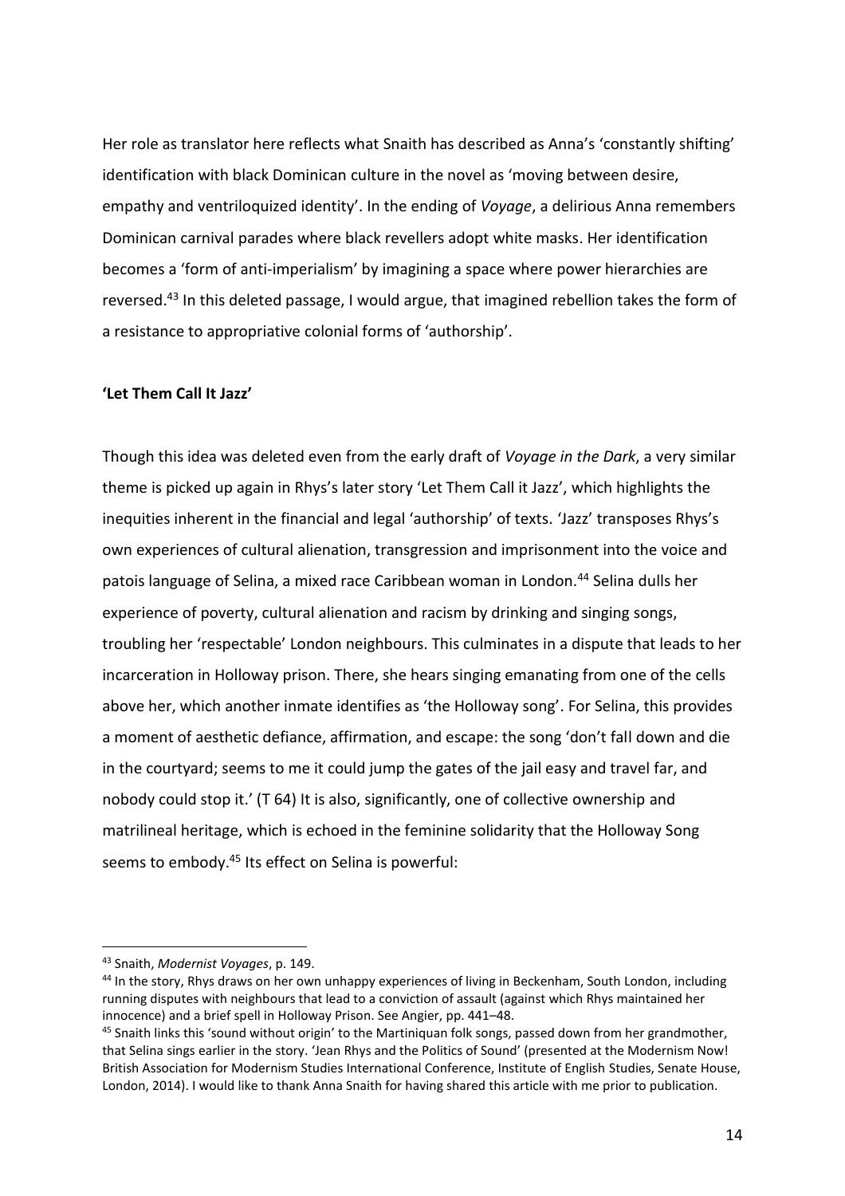Her role as translator here reflects what Snaith has described as Anna's 'constantly shifting' identification with black Dominican culture in the novel as 'moving between desire, empathy and ventriloquized identity'. In the ending of *Voyage*, a delirious Anna remembers Dominican carnival parades where black revellers adopt white masks. Her identification becomes a 'form of anti-imperialism' by imagining a space where power hierarchies are reversed.[43] In this deleted passage, I would argue, that imagined rebellion takes the form of a resistance to appropriative colonial forms of 'authorship'.

**'Let Them Call It Jazz'**

Though this idea was deleted even from the early draft of *Voyage in the Dark*, a very similar theme is picked up again in Rhys's later story 'Let Them Call it Jazz', which highlights the inequities inherent in the financial and legal 'authorship' of texts. 'Jazz' transposes Rhys's own experiences of cultural alienation, transgression and imprisonment into the voice and patois language of Selina, a mixed race Caribbean woman in London.[44] Selina dulls her experience of poverty, cultural alienation and racism by drinking and singing songs, troubling her 'respectable' London neighbours. This culminates in a dispute that leads to her incarceration in Holloway prison. There, she hears singing emanating from one of the cells above her, which another inmate identifies as 'the Holloway song'. For Selina, this provides a moment of aesthetic defiance, affirmation, and escape: the song 'don't fall down and die in the courtyard; seems to me it could jump the gates of the jail easy and travel far, and nobody could stop it.' (T 64) It is also, significantly, one of collective ownership and matrilineal heritage, which is echoed in the feminine solidarity that the Holloway Song seems to embody.[45] Its effect on Selina is powerful:

---

[43] Snaith, *Modernist Voyages*, p. 149.

[44] In the story, Rhys draws on her own unhappy experiences of living in Beckenham, South London, including running disputes with neighbours that lead to a conviction of assault (against which Rhys maintained her innocence) and a brief spell in Holloway Prison. See Angier, pp. 441–48.

[45] Snaith links this 'sound without origin' to the Martiniquan folk songs, passed down from her grandmother, that Selina sings earlier in the story. 'Jean Rhys and the Politics of Sound' (presented at the Modernism Now! British Association for Modernism Studies International Conference, Institute of English Studies, Senate House, London, 2014). I would like to thank Anna Snaith for having shared this article with me prior to publication.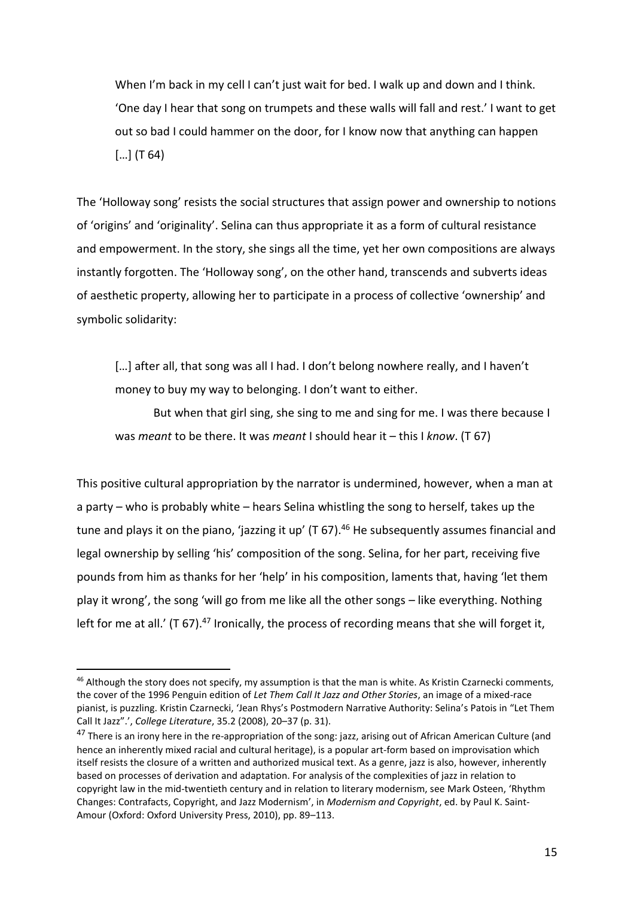> When I'm back in my cell I can't just wait for bed. I walk up and down and I think. 'One day I hear that song on trumpets and these walls will fall and rest.' I want to get out so bad I could hammer on the door, for I know now that anything can happen […] (T 64)

The 'Holloway song' resists the social structures that assign power and ownership to notions of 'origins' and 'originality'. Selina can thus appropriate it as a form of cultural resistance and empowerment. In the story, she sings all the time, yet her own compositions are always instantly forgotten. The 'Holloway song', on the other hand, transcends and subverts ideas of aesthetic property, allowing her to participate in a process of collective 'ownership' and symbolic solidarity:

> […] after all, that song was all I had. I don't belong nowhere really, and I haven't money to buy my way to belonging. I don't want to either.
>
> But when that girl sing, she sing to me and sing for me. I was there because I was *meant* to be there. It was *meant* I should hear it – this I *know*. (T 67)

This positive cultural appropriation by the narrator is undermined, however, when a man at a party – who is probably white – hears Selina whistling the song to herself, takes up the tune and plays it on the piano, 'jazzing it up' (T 67).[46] He subsequently assumes financial and legal ownership by selling 'his' composition of the song. Selina, for her part, receiving five pounds from him as thanks for her 'help' in his composition, laments that, having 'let them play it wrong', the song 'will go from me like all the other songs – like everything. Nothing left for me at all.' (T 67).[47] Ironically, the process of recording means that she will forget it,

---

[46] Although the story does not specify, my assumption is that the man is white. As Kristin Czarnecki comments, the cover of the 1996 Penguin edition of *Let Them Call It Jazz and Other Stories*, an image of a mixed-race pianist, is puzzling. Kristin Czarnecki, 'Jean Rhys's Postmodern Narrative Authority: Selina's Patois in "Let Them Call It Jazz".', *College Literature*, 35.2 (2008), 20–37 (p. 31).

[47] There is an irony here in the re-appropriation of the song: jazz, arising out of African American Culture (and hence an inherently mixed racial and cultural heritage), is a popular art-form based on improvisation which itself resists the closure of a written and authorized musical text. As a genre, jazz is also, however, inherently based on processes of derivation and adaptation. For analysis of the complexities of jazz in relation to copyright law in the mid-twentieth century and in relation to literary modernism, see Mark Osteen, 'Rhythm Changes: Contrafacts, Copyright, and Jazz Modernism', in *Modernism and Copyright*, ed. by Paul K. Saint-Amour (Oxford: Oxford University Press, 2010), pp. 89–113.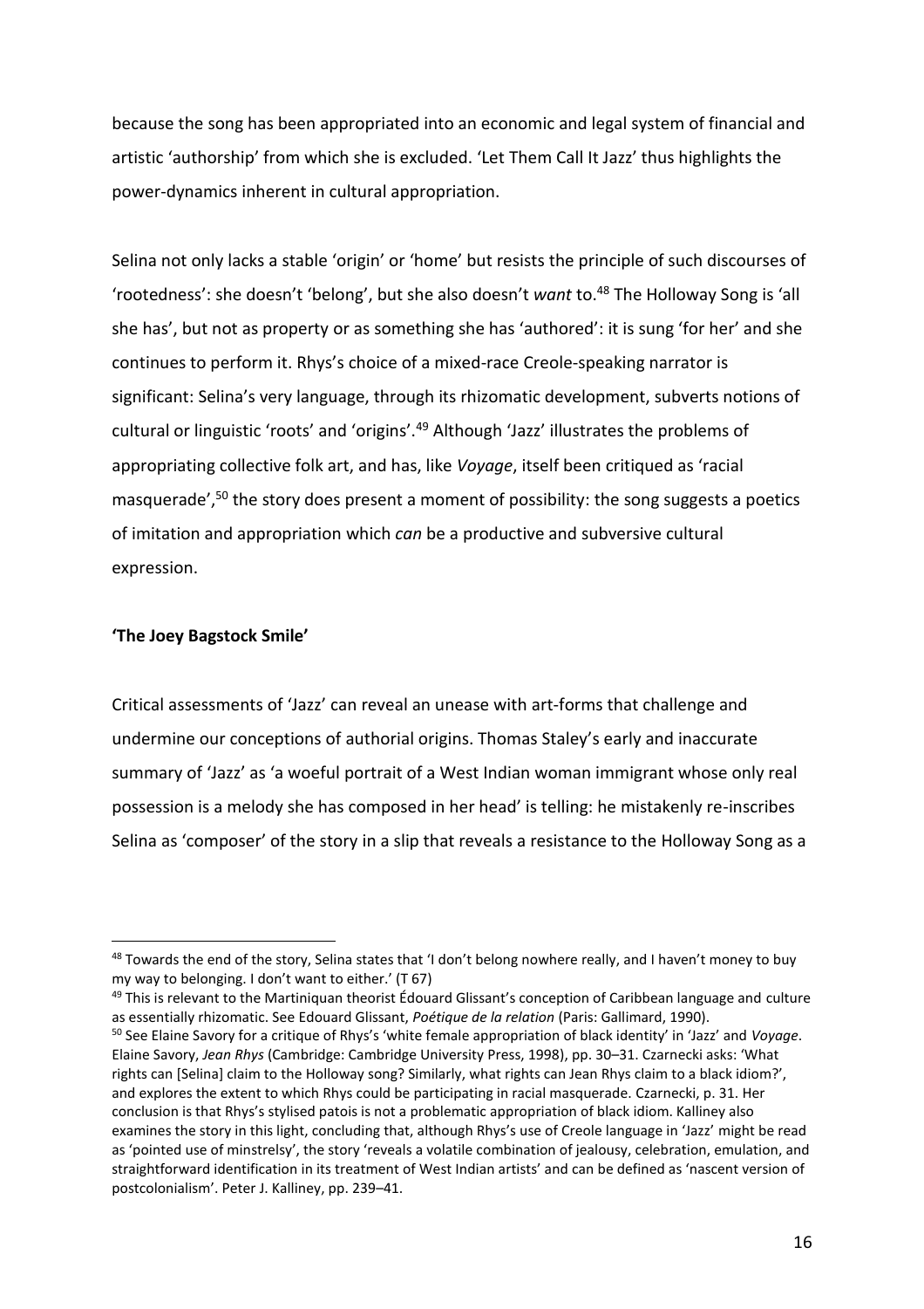because the song has been appropriated into an economic and legal system of financial and artistic 'authorship' from which she is excluded. 'Let Them Call It Jazz' thus highlights the power-dynamics inherent in cultural appropriation.

Selina not only lacks a stable 'origin' or 'home' but resists the principle of such discourses of 'rootedness': she doesn't 'belong', but she also doesn't *want* to.[48] The Holloway Song is 'all she has', but not as property or as something she has 'authored': it is sung 'for her' and she continues to perform it. Rhys's choice of a mixed-race Creole-speaking narrator is significant: Selina's very language, through its rhizomatic development, subverts notions of cultural or linguistic 'roots' and 'origins'.[49] Although 'Jazz' illustrates the problems of appropriating collective folk art, and has, like *Voyage*, itself been critiqued as 'racial masquerade',[50] the story does present a moment of possibility: the song suggests a poetics of imitation and appropriation which *can* be a productive and subversive cultural expression.

**'The Joey Bagstock Smile'**

Critical assessments of 'Jazz' can reveal an unease with art-forms that challenge and undermine our conceptions of authorial origins. Thomas Staley's early and inaccurate summary of 'Jazz' as 'a woeful portrait of a West Indian woman immigrant whose only real possession is a melody she has composed in her head' is telling: he mistakenly re-inscribes Selina as 'composer' of the story in a slip that reveals a resistance to the Holloway Song as a

---

[48] Towards the end of the story, Selina states that 'I don't belong nowhere really, and I haven't money to buy my way to belonging. I don't want to either.' (T 67)

[49] This is relevant to the Martiniquan theorist Édouard Glissant's conception of Caribbean language and culture as essentially rhizomatic. See Edouard Glissant, *Poétique de la relation* (Paris: Gallimard, 1990).

[50] See Elaine Savory for a critique of Rhys's 'white female appropriation of black identity' in 'Jazz' and *Voyage*. Elaine Savory, *Jean Rhys* (Cambridge: Cambridge University Press, 1998), pp. 30–31. Czarnecki asks: 'What rights can [Selina] claim to the Holloway song? Similarly, what rights can Jean Rhys claim to a black idiom?', and explores the extent to which Rhys could be participating in racial masquerade. Czarnecki, p. 31. Her conclusion is that Rhys's stylised patois is not a problematic appropriation of black idiom. Kalliney also examines the story in this light, concluding that, although Rhys's use of Creole language in 'Jazz' might be read as 'pointed use of minstrelsy', the story 'reveals a volatile combination of jealousy, celebration, emulation, and straightforward identification in its treatment of West Indian artists' and can be defined as 'nascent version of postcolonialism'. Peter J. Kalliney, pp. 239–41.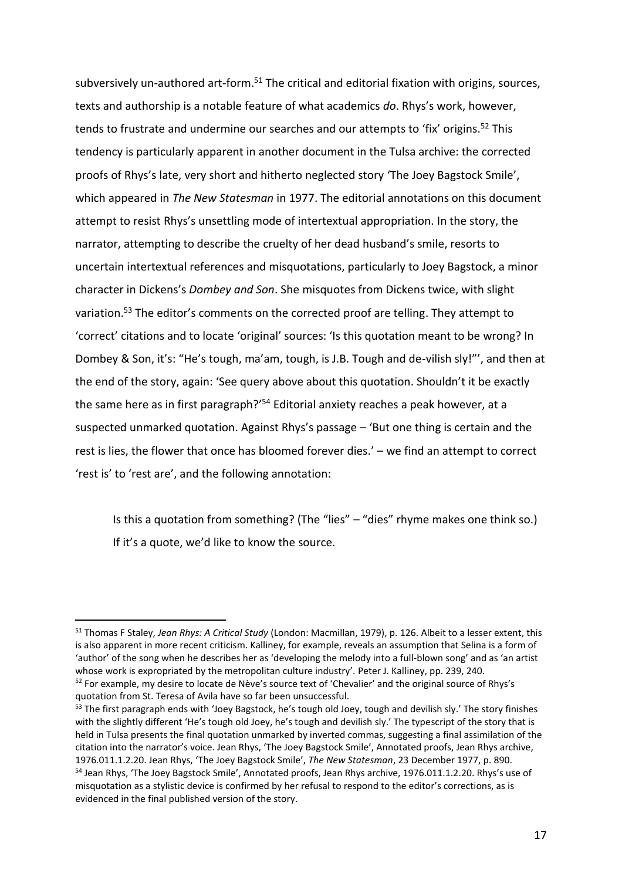subversively un-authored art-form.[51] The critical and editorial fixation with origins, sources, texts and authorship is a notable feature of what academics *do*. Rhys's work, however, tends to frustrate and undermine our searches and our attempts to 'fix' origins.[52] This tendency is particularly apparent in another document in the Tulsa archive: the corrected proofs of Rhys's late, very short and hitherto neglected story 'The Joey Bagstock Smile', which appeared in *The New Statesman* in 1977. The editorial annotations on this document attempt to resist Rhys's unsettling mode of intertextual appropriation. In the story, the narrator, attempting to describe the cruelty of her dead husband's smile, resorts to uncertain intertextual references and misquotations, particularly to Joey Bagstock, a minor character in Dickens's *Dombey and Son*. She misquotes from Dickens twice, with slight variation.[53] The editor's comments on the corrected proof are telling. They attempt to 'correct' citations and to locate 'original' sources: 'Is this quotation meant to be wrong? In Dombey & Son, it's: "He's tough, ma'am, tough, is J.B. Tough and de-vilish sly!"', and then at the end of the story, again: 'See query above about this quotation. Shouldn't it be exactly the same here as in first paragraph?'[54] Editorial anxiety reaches a peak however, at a suspected unmarked quotation. Against Rhys's passage – 'But one thing is certain and the rest is lies, the flower that once has bloomed forever dies.' – we find an attempt to correct 'rest is' to 'rest are', and the following annotation:

> Is this a quotation from something? (The "lies" – "dies" rhyme makes one think so.) If it's a quote, we'd like to know the source.

---

[51] Thomas F Staley, *Jean Rhys: A Critical Study* (London: Macmillan, 1979), p. 126. Albeit to a lesser extent, this is also apparent in more recent criticism. Kalliney, for example, reveals an assumption that Selina is a form of 'author' of the song when he describes her as 'developing the melody into a full-blown song' and as 'an artist whose work is expropriated by the metropolitan culture industry'. Peter J. Kalliney, pp. 239, 240.

[52] For example, my desire to locate de Nève's source text of 'Chevalier' and the original source of Rhys's quotation from St. Teresa of Avila have so far been unsuccessful.

[53] The first paragraph ends with 'Joey Bagstock, he's tough old Joey, tough and devilish sly.' The story finishes with the slightly different 'He's tough old Joey, he's tough and devilish sly.' The typescript of the story that is held in Tulsa presents the final quotation unmarked by inverted commas, suggesting a final assimilation of the citation into the narrator's voice. Jean Rhys, 'The Joey Bagstock Smile', Annotated proofs, Jean Rhys archive, 1976.011.1.2.20. Jean Rhys, 'The Joey Bagstock Smile', *The New Statesman*, 23 December 1977, p. 890.

[54] Jean Rhys, 'The Joey Bagstock Smile', Annotated proofs, Jean Rhys archive, 1976.011.1.2.20. Rhys's use of misquotation as a stylistic device is confirmed by her refusal to respond to the editor's corrections, as is evidenced in the final published version of the story.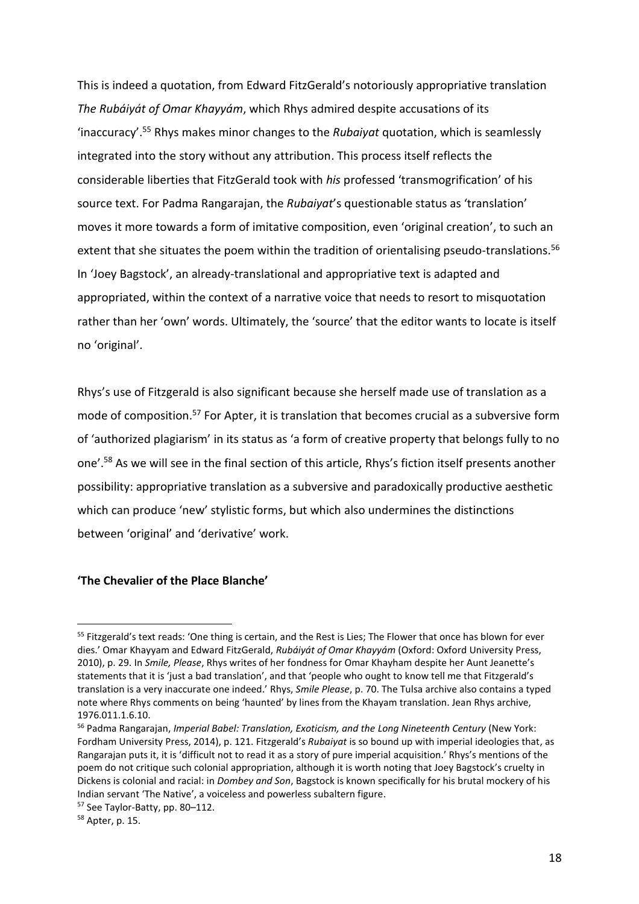This is indeed a quotation, from Edward FitzGerald's notoriously appropriative translation *The Rubáiyát of Omar Khayyám*, which Rhys admired despite accusations of its 'inaccuracy'.[55] Rhys makes minor changes to the *Rubaiyat* quotation, which is seamlessly integrated into the story without any attribution. This process itself reflects the considerable liberties that FitzGerald took with *his* professed 'transmogrification' of his source text. For Padma Rangarajan, the *Rubaiyat*'s questionable status as 'translation' moves it more towards a form of imitative composition, even 'original creation', to such an extent that she situates the poem within the tradition of orientalising pseudo-translations.[56] In 'Joey Bagstock', an already-translational and appropriative text is adapted and appropriated, within the context of a narrative voice that needs to resort to misquotation rather than her 'own' words. Ultimately, the 'source' that the editor wants to locate is itself no 'original'.

Rhys's use of Fitzgerald is also significant because she herself made use of translation as a mode of composition.[57] For Apter, it is translation that becomes crucial as a subversive form of 'authorized plagiarism' in its status as 'a form of creative property that belongs fully to no one'.[58] As we will see in the final section of this article, Rhys's fiction itself presents another possibility: appropriative translation as a subversive and paradoxically productive aesthetic which can produce 'new' stylistic forms, but which also undermines the distinctions between 'original' and 'derivative' work.

**'The Chevalier of the Place Blanche'**

---

[55] Fitzgerald's text reads: 'One thing is certain, and the Rest is Lies; The Flower that once has blown for ever dies.' Omar Khayyam and Edward FitzGerald, *Rubáiyát of Omar Khayyám* (Oxford: Oxford University Press, 2010), p. 29. In *Smile, Please*, Rhys writes of her fondness for Omar Khayham despite her Aunt Jeanette's statements that it is 'just a bad translation', and that 'people who ought to know tell me that Fitzgerald's translation is a very inaccurate one indeed.' Rhys, *Smile Please*, p. 70. The Tulsa archive also contains a typed note where Rhys comments on being 'haunted' by lines from the Khayam translation. Jean Rhys archive, 1976.011.1.6.10.

[56] Padma Rangarajan, *Imperial Babel: Translation, Exoticism, and the Long Nineteenth Century* (New York: Fordham University Press, 2014), p. 121. Fitzgerald's *Rubaiyat* is so bound up with imperial ideologies that, as Rangarajan puts it, it is 'difficult not to read it as a story of pure imperial acquisition.' Rhys's mentions of the poem do not critique such colonial appropriation, although it is worth noting that Joey Bagstock's cruelty in Dickens is colonial and racial: in *Dombey and Son*, Bagstock is known specifically for his brutal mockery of his Indian servant 'The Native', a voiceless and powerless subaltern figure.

[57] See Taylor-Batty, pp. 80–112.

[58] Apter, p. 15.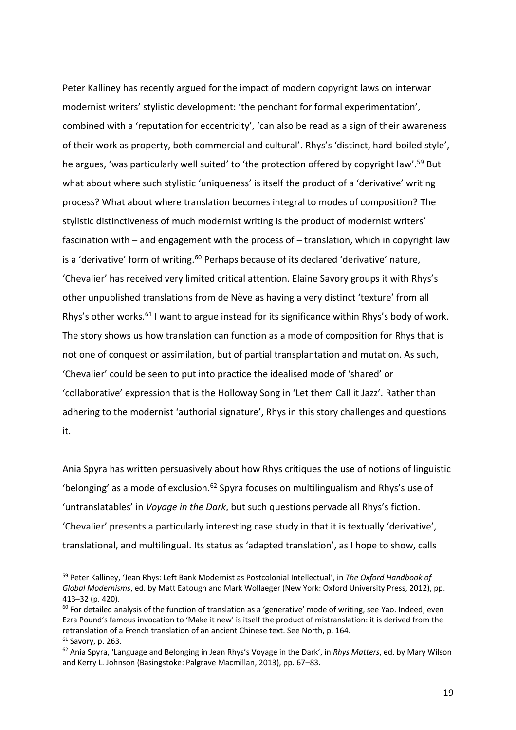Peter Kalliney has recently argued for the impact of modern copyright laws on interwar modernist writers' stylistic development: 'the penchant for formal experimentation', combined with a 'reputation for eccentricity', 'can also be read as a sign of their awareness of their work as property, both commercial and cultural'. Rhys's 'distinct, hard-boiled style', he argues, 'was particularly well suited' to 'the protection offered by copyright law'.[59] But what about where such stylistic 'uniqueness' is itself the product of a 'derivative' writing process? What about where translation becomes integral to modes of composition? The stylistic distinctiveness of much modernist writing is the product of modernist writers' fascination with – and engagement with the process of – translation, which in copyright law is a 'derivative' form of writing.[60] Perhaps because of its declared 'derivative' nature, 'Chevalier' has received very limited critical attention. Elaine Savory groups it with Rhys's other unpublished translations from de Nève as having a very distinct 'texture' from all Rhys's other works.[61] I want to argue instead for its significance within Rhys's body of work. The story shows us how translation can function as a mode of composition for Rhys that is not one of conquest or assimilation, but of partial transplantation and mutation. As such, 'Chevalier' could be seen to put into practice the idealised mode of 'shared' or 'collaborative' expression that is the Holloway Song in 'Let them Call it Jazz'. Rather than adhering to the modernist 'authorial signature', Rhys in this story challenges and questions it.

Ania Spyra has written persuasively about how Rhys critiques the use of notions of linguistic 'belonging' as a mode of exclusion.[62] Spyra focuses on multilingualism and Rhys's use of 'untranslatables' in *Voyage in the Dark*, but such questions pervade all Rhys's fiction. 'Chevalier' presents a particularly interesting case study in that it is textually 'derivative', translational, and multilingual. Its status as 'adapted translation', as I hope to show, calls

---

[59] Peter Kalliney, 'Jean Rhys: Left Bank Modernist as Postcolonial Intellectual', in *The Oxford Handbook of Global Modernisms*, ed. by Matt Eatough and Mark Wollaeger (New York: Oxford University Press, 2012), pp. 413–32 (p. 420).

[60] For detailed analysis of the function of translation as a 'generative' mode of writing, see Yao. Indeed, even Ezra Pound's famous invocation to 'Make it new' is itself the product of mistranslation: it is derived from the retranslation of a French translation of an ancient Chinese text. See North, p. 164.

[61] Savory, p. 263.

[62] Ania Spyra, 'Language and Belonging in Jean Rhys's Voyage in the Dark', in *Rhys Matters*, ed. by Mary Wilson and Kerry L. Johnson (Basingstoke: Palgrave Macmillan, 2013), pp. 67–83.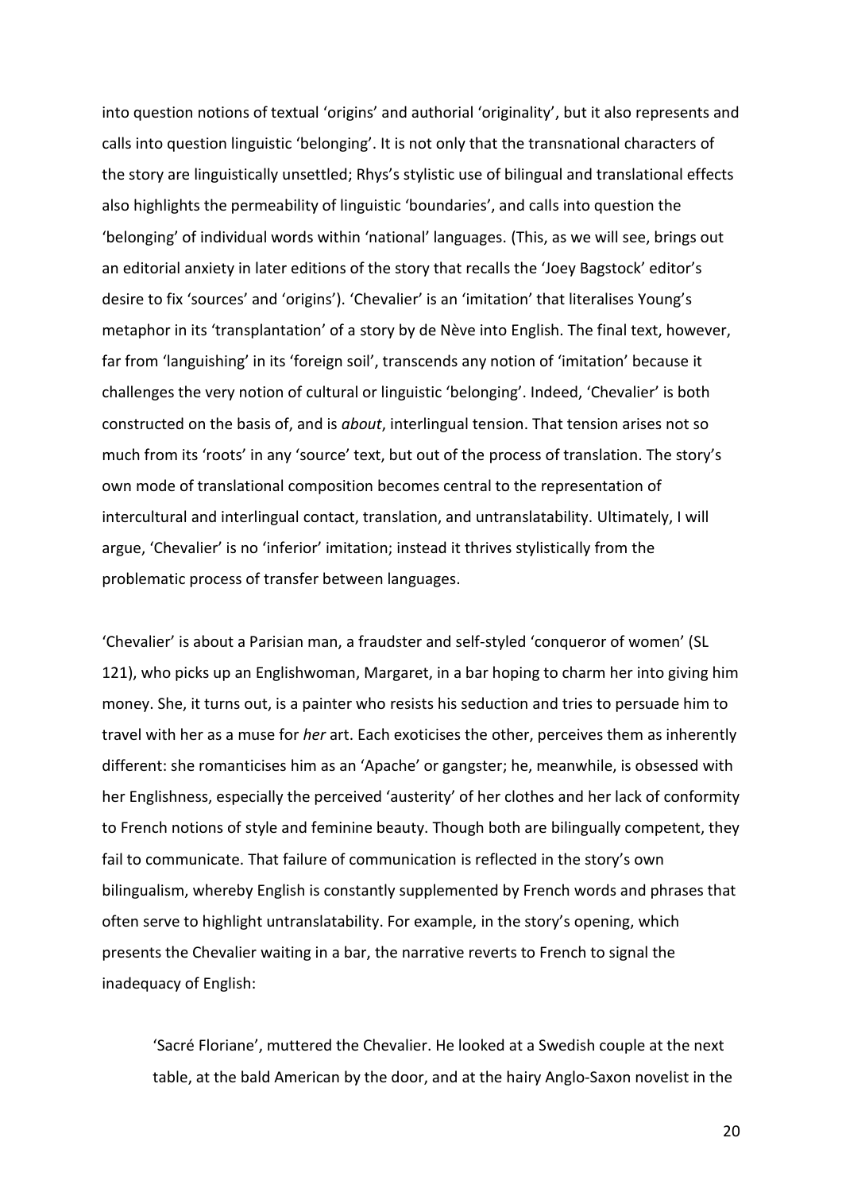into question notions of textual 'origins' and authorial 'originality', but it also represents and calls into question linguistic 'belonging'. It is not only that the transnational characters of the story are linguistically unsettled; Rhys's stylistic use of bilingual and translational effects also highlights the permeability of linguistic 'boundaries', and calls into question the 'belonging' of individual words within 'national' languages. (This, as we will see, brings out an editorial anxiety in later editions of the story that recalls the 'Joey Bagstock' editor's desire to fix 'sources' and 'origins'). 'Chevalier' is an 'imitation' that literalises Young's metaphor in its 'transplantation' of a story by de Nève into English. The final text, however, far from 'languishing' in its 'foreign soil', transcends any notion of 'imitation' because it challenges the very notion of cultural or linguistic 'belonging'. Indeed, 'Chevalier' is both constructed on the basis of, and is *about*, interlingual tension. That tension arises not so much from its 'roots' in any 'source' text, but out of the process of translation. The story's own mode of translational composition becomes central to the representation of intercultural and interlingual contact, translation, and untranslatability. Ultimately, I will argue, 'Chevalier' is no 'inferior' imitation; instead it thrives stylistically from the problematic process of transfer between languages.

'Chevalier' is about a Parisian man, a fraudster and self-styled 'conqueror of women' (SL 121), who picks up an Englishwoman, Margaret, in a bar hoping to charm her into giving him money. She, it turns out, is a painter who resists his seduction and tries to persuade him to travel with her as a muse for *her* art. Each exoticises the other, perceives them as inherently different: she romanticises him as an 'Apache' or gangster; he, meanwhile, is obsessed with her Englishness, especially the perceived 'austerity' of her clothes and her lack of conformity to French notions of style and feminine beauty. Though both are bilingually competent, they fail to communicate. That failure of communication is reflected in the story's own bilingualism, whereby English is constantly supplemented by French words and phrases that often serve to highlight untranslatability. For example, in the story's opening, which presents the Chevalier waiting in a bar, the narrative reverts to French to signal the inadequacy of English:

> 'Sacré Floriane', muttered the Chevalier. He looked at a Swedish couple at the next table, at the bald American by the door, and at the hairy Anglo-Saxon novelist in the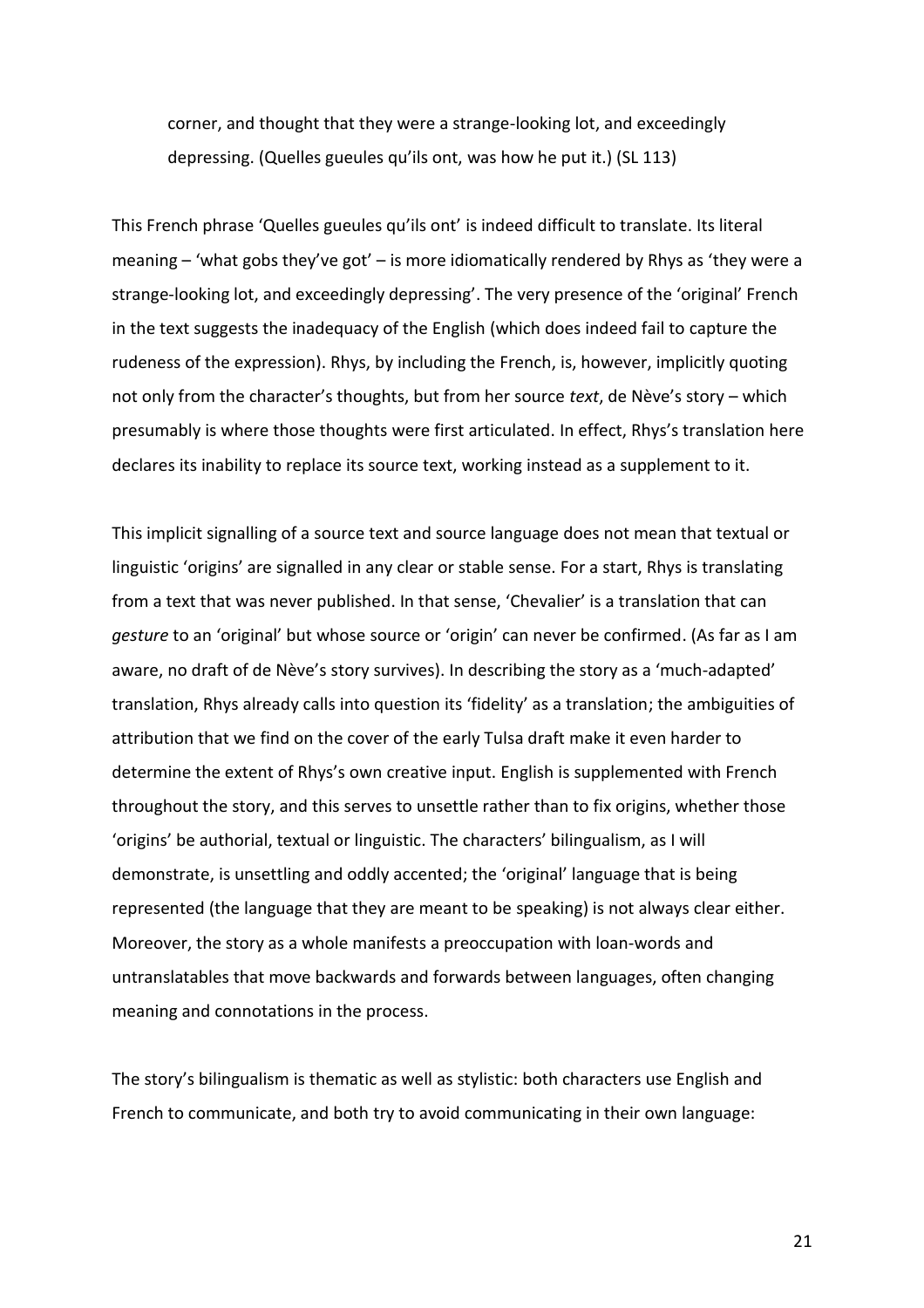> corner, and thought that they were a strange-looking lot, and exceedingly depressing. (Quelles gueules qu'ils ont, was how he put it.) (SL 113)

This French phrase 'Quelles gueules qu'ils ont' is indeed difficult to translate. Its literal meaning – 'what gobs they've got' – is more idiomatically rendered by Rhys as 'they were a strange-looking lot, and exceedingly depressing'. The very presence of the 'original' French in the text suggests the inadequacy of the English (which does indeed fail to capture the rudeness of the expression). Rhys, by including the French, is, however, implicitly quoting not only from the character's thoughts, but from her source *text*, de Nève's story – which presumably is where those thoughts were first articulated. In effect, Rhys's translation here declares its inability to replace its source text, working instead as a supplement to it.

This implicit signalling of a source text and source language does not mean that textual or linguistic 'origins' are signalled in any clear or stable sense. For a start, Rhys is translating from a text that was never published. In that sense, 'Chevalier' is a translation that can *gesture* to an 'original' but whose source or 'origin' can never be confirmed. (As far as I am aware, no draft of de Nève's story survives). In describing the story as a 'much-adapted' translation, Rhys already calls into question its 'fidelity' as a translation; the ambiguities of attribution that we find on the cover of the early Tulsa draft make it even harder to determine the extent of Rhys's own creative input. English is supplemented with French throughout the story, and this serves to unsettle rather than to fix origins, whether those 'origins' be authorial, textual or linguistic. The characters' bilingualism, as I will demonstrate, is unsettling and oddly accented; the 'original' language that is being represented (the language that they are meant to be speaking) is not always clear either. Moreover, the story as a whole manifests a preoccupation with loan-words and untranslatables that move backwards and forwards between languages, often changing meaning and connotations in the process.

The story's bilingualism is thematic as well as stylistic: both characters use English and French to communicate, and both try to avoid communicating in their own language: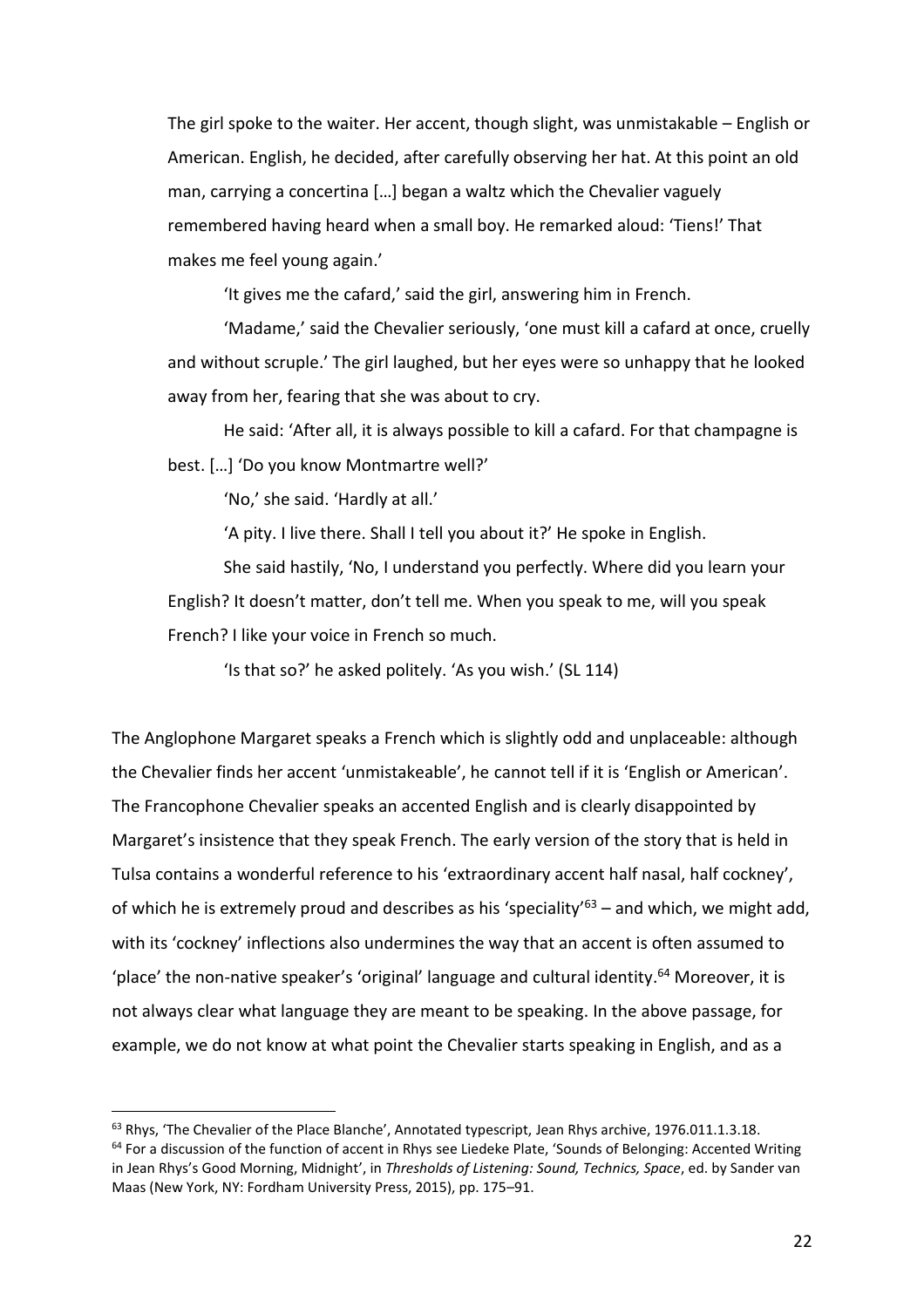> The girl spoke to the waiter. Her accent, though slight, was unmistakable – English or American. English, he decided, after carefully observing her hat. At this point an old man, carrying a concertina […] began a waltz which the Chevalier vaguely remembered having heard when a small boy. He remarked aloud: 'Tiens!' That makes me feel young again.'
>
> 'It gives me the cafard,' said the girl, answering him in French.
>
> 'Madame,' said the Chevalier seriously, 'one must kill a cafard at once, cruelly and without scruple.' The girl laughed, but her eyes were so unhappy that he looked away from her, fearing that she was about to cry.
>
> He said: 'After all, it is always possible to kill a cafard. For that champagne is best. […] 'Do you know Montmartre well?'
>
> 'No,' she said. 'Hardly at all.'
>
> 'A pity. I live there. Shall I tell you about it?' He spoke in English.
>
> She said hastily, 'No, I understand you perfectly. Where did you learn your English? It doesn't matter, don't tell me. When you speak to me, will you speak French? I like your voice in French so much.
>
> 'Is that so?' he asked politely. 'As you wish.' (SL 114)

The Anglophone Margaret speaks a French which is slightly odd and unplaceable: although the Chevalier finds her accent 'unmistakeable', he cannot tell if it is 'English or American'. The Francophone Chevalier speaks an accented English and is clearly disappointed by Margaret's insistence that they speak French. The early version of the story that is held in Tulsa contains a wonderful reference to his 'extraordinary accent half nasal, half cockney', of which he is extremely proud and describes as his 'speciality'[63] – and which, we might add, with its 'cockney' inflections also undermines the way that an accent is often assumed to 'place' the non-native speaker's 'original' language and cultural identity.[64] Moreover, it is not always clear what language they are meant to be speaking. In the above passage, for example, we do not know at what point the Chevalier starts speaking in English, and as a

---

[63] Rhys, 'The Chevalier of the Place Blanche', Annotated typescript, Jean Rhys archive, 1976.011.1.3.18.

[64] For a discussion of the function of accent in Rhys see Liedeke Plate, 'Sounds of Belonging: Accented Writing in Jean Rhys's Good Morning, Midnight', in *Thresholds of Listening: Sound, Technics, Space*, ed. by Sander van Maas (New York, NY: Fordham University Press, 2015), pp. 175–91.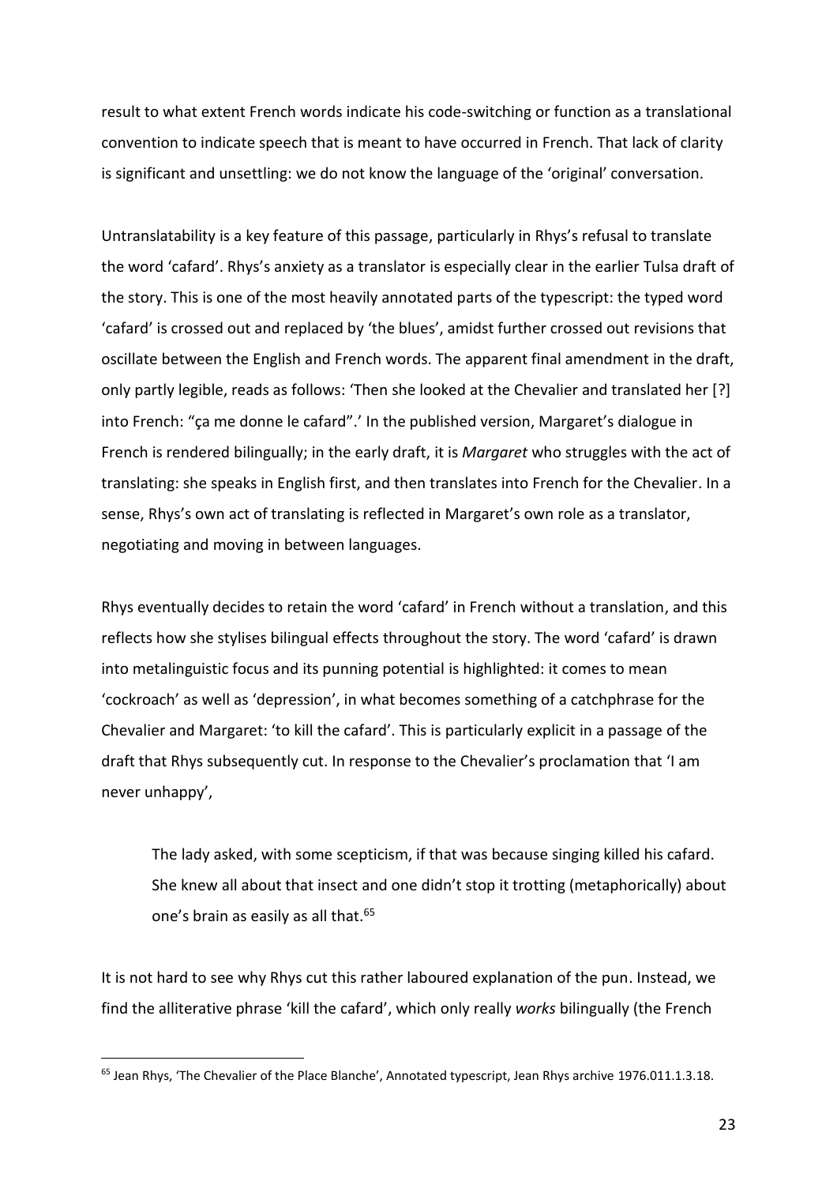result to what extent French words indicate his code-switching or function as a translational convention to indicate speech that is meant to have occurred in French. That lack of clarity is significant and unsettling: we do not know the language of the 'original' conversation.

Untranslatability is a key feature of this passage, particularly in Rhys's refusal to translate the word 'cafard'. Rhys's anxiety as a translator is especially clear in the earlier Tulsa draft of the story. This is one of the most heavily annotated parts of the typescript: the typed word 'cafard' is crossed out and replaced by 'the blues', amidst further crossed out revisions that oscillate between the English and French words. The apparent final amendment in the draft, only partly legible, reads as follows: 'Then she looked at the Chevalier and translated her [?] into French: "ça me donne le cafard".' In the published version, Margaret's dialogue in French is rendered bilingually; in the early draft, it is *Margaret* who struggles with the act of translating: she speaks in English first, and then translates into French for the Chevalier. In a sense, Rhys's own act of translating is reflected in Margaret's own role as a translator, negotiating and moving in between languages.

Rhys eventually decides to retain the word 'cafard' in French without a translation, and this reflects how she stylises bilingual effects throughout the story. The word 'cafard' is drawn into metalinguistic focus and its punning potential is highlighted: it comes to mean 'cockroach' as well as 'depression', in what becomes something of a catchphrase for the Chevalier and Margaret: 'to kill the cafard'. This is particularly explicit in a passage of the draft that Rhys subsequently cut. In response to the Chevalier's proclamation that 'I am never unhappy',

> The lady asked, with some scepticism, if that was because singing killed his cafard. She knew all about that insect and one didn't stop it trotting (metaphorically) about one's brain as easily as all that.[65]

It is not hard to see why Rhys cut this rather laboured explanation of the pun. Instead, we find the alliterative phrase 'kill the cafard', which only really *works* bilingually (the French

---

[65] Jean Rhys, 'The Chevalier of the Place Blanche', Annotated typescript, Jean Rhys archive 1976.011.1.3.18.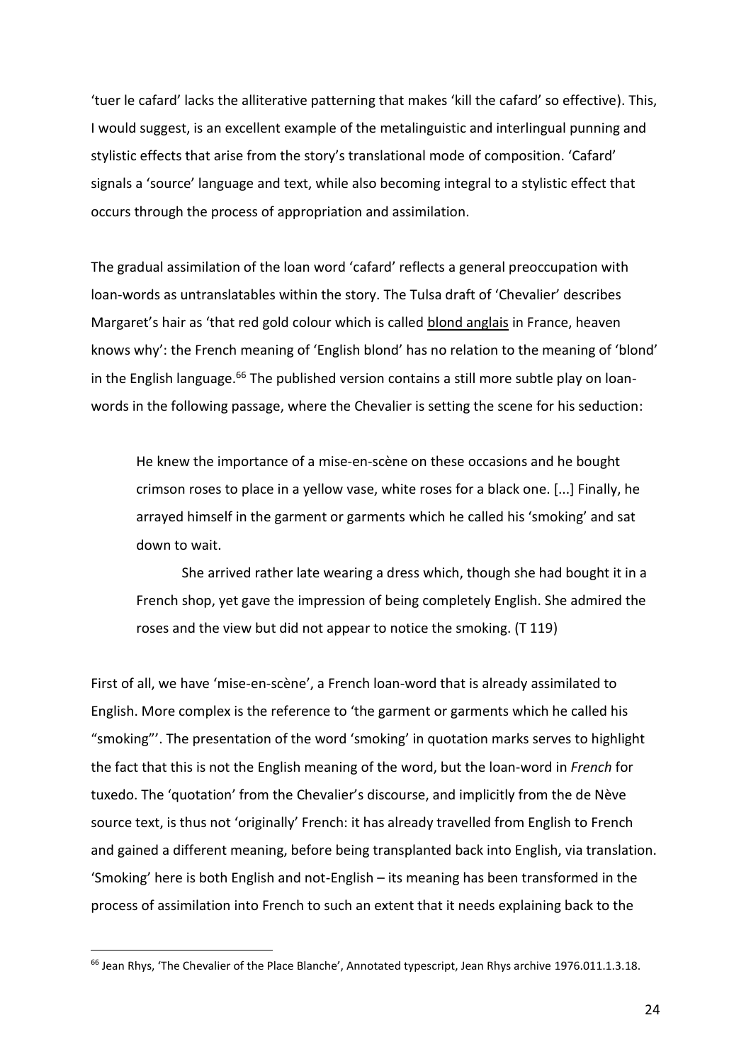'tuer le cafard' lacks the alliterative patterning that makes 'kill the cafard' so effective). This, I would suggest, is an excellent example of the metalinguistic and interlingual punning and stylistic effects that arise from the story's translational mode of composition. 'Cafard' signals a 'source' language and text, while also becoming integral to a stylistic effect that occurs through the process of appropriation and assimilation.

The gradual assimilation of the loan word 'cafard' reflects a general preoccupation with loan-words as untranslatables within the story. The Tulsa draft of 'Chevalier' describes Margaret's hair as 'that red gold colour which is called <u>blond anglais</u> in France, heaven knows why': the French meaning of 'English blond' has no relation to the meaning of 'blond' in the English language.[66] The published version contains a still more subtle play on loan-words in the following passage, where the Chevalier is setting the scene for his seduction:

> He knew the importance of a mise-en-scène on these occasions and he bought crimson roses to place in a yellow vase, white roses for a black one. [...] Finally, he arrayed himself in the garment or garments which he called his 'smoking' and sat down to wait.
>
> She arrived rather late wearing a dress which, though she had bought it in a French shop, yet gave the impression of being completely English. She admired the roses and the view but did not appear to notice the smoking. (T 119)

First of all, we have 'mise-en-scène', a French loan-word that is already assimilated to English. More complex is the reference to 'the garment or garments which he called his "smoking"'. The presentation of the word 'smoking' in quotation marks serves to highlight the fact that this is not the English meaning of the word, but the loan-word in *French* for tuxedo. The 'quotation' from the Chevalier's discourse, and implicitly from the de Nève source text, is thus not 'originally' French: it has already travelled from English to French and gained a different meaning, before being transplanted back into English, via translation. 'Smoking' here is both English and not-English – its meaning has been transformed in the process of assimilation into French to such an extent that it needs explaining back to the

---

[66] Jean Rhys, 'The Chevalier of the Place Blanche', Annotated typescript, Jean Rhys archive 1976.011.1.3.18.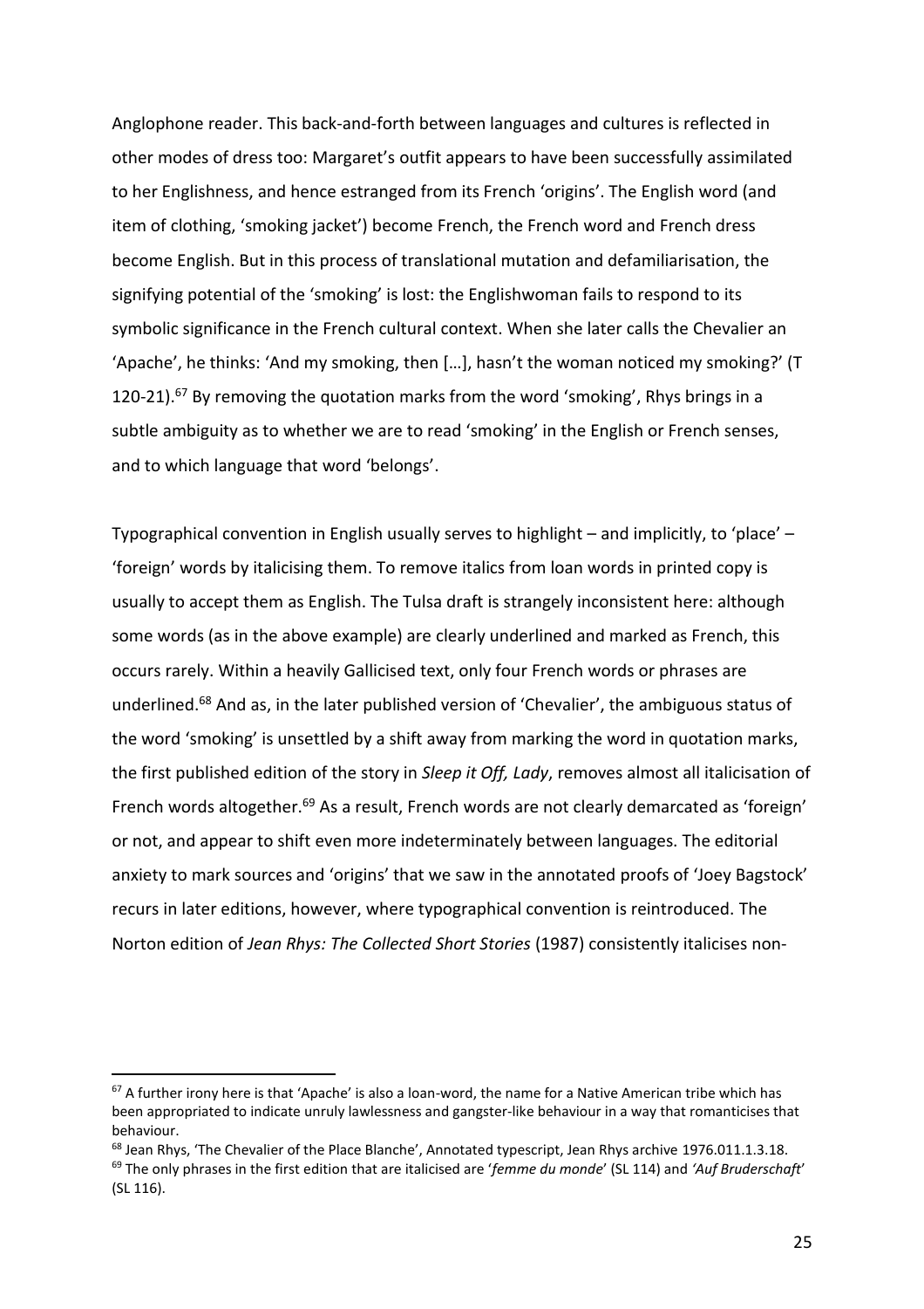Anglophone reader. This back-and-forth between languages and cultures is reflected in other modes of dress too: Margaret's outfit appears to have been successfully assimilated to her Englishness, and hence estranged from its French 'origins'. The English word (and item of clothing, 'smoking jacket') become French, the French word and French dress become English. But in this process of translational mutation and defamiliarisation, the signifying potential of the 'smoking' is lost: the Englishwoman fails to respond to its symbolic significance in the French cultural context. When she later calls the Chevalier an 'Apache', he thinks: 'And my smoking, then […], hasn't the woman noticed my smoking?' (T 120-21).[67] By removing the quotation marks from the word 'smoking', Rhys brings in a subtle ambiguity as to whether we are to read 'smoking' in the English or French senses, and to which language that word 'belongs'.

Typographical convention in English usually serves to highlight – and implicitly, to 'place' – 'foreign' words by italicising them. To remove italics from loan words in printed copy is usually to accept them as English. The Tulsa draft is strangely inconsistent here: although some words (as in the above example) are clearly underlined and marked as French, this occurs rarely. Within a heavily Gallicised text, only four French words or phrases are underlined.[68] And as, in the later published version of 'Chevalier', the ambiguous status of the word 'smoking' is unsettled by a shift away from marking the word in quotation marks, the first published edition of the story in *Sleep it Off, Lady*, removes almost all italicisation of French words altogether.[69] As a result, French words are not clearly demarcated as 'foreign' or not, and appear to shift even more indeterminately between languages. The editorial anxiety to mark sources and 'origins' that we saw in the annotated proofs of 'Joey Bagstock' recurs in later editions, however, where typographical convention is reintroduced. The Norton edition of *Jean Rhys: The Collected Short Stories* (1987) consistently italicises non-

---

[67] A further irony here is that 'Apache' is also a loan-word, the name for a Native American tribe which has been appropriated to indicate unruly lawlessness and gangster-like behaviour in a way that romanticises that behaviour.

[68] Jean Rhys, 'The Chevalier of the Place Blanche', Annotated typescript, Jean Rhys archive 1976.011.1.3.18.

[69] The only phrases in the first edition that are italicised are '*femme du monde*' (SL 114) and *'Auf Bruderschaft'* (SL 116).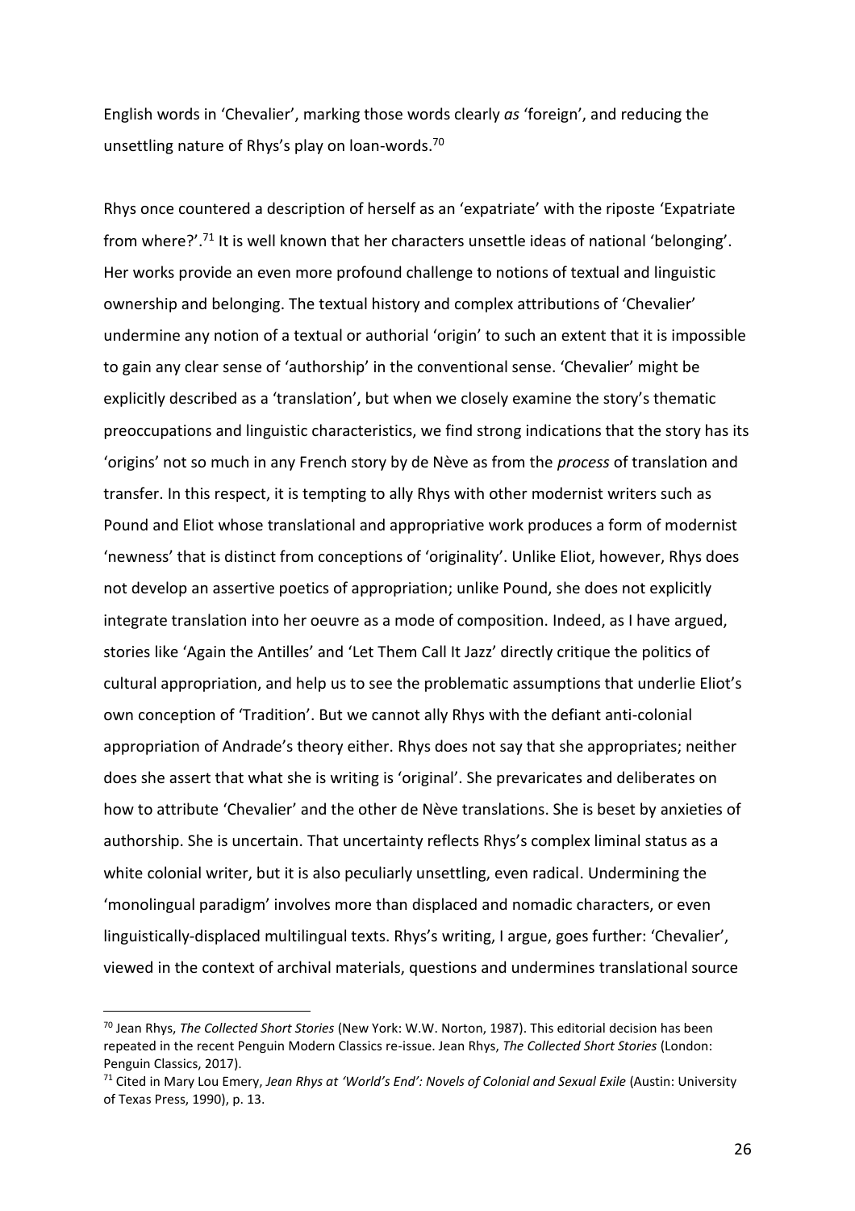English words in 'Chevalier', marking those words clearly *as* 'foreign', and reducing the unsettling nature of Rhys's play on loan-words.[70]

Rhys once countered a description of herself as an 'expatriate' with the riposte 'Expatriate from where?'.[71] It is well known that her characters unsettle ideas of national 'belonging'. Her works provide an even more profound challenge to notions of textual and linguistic ownership and belonging. The textual history and complex attributions of 'Chevalier' undermine any notion of a textual or authorial 'origin' to such an extent that it is impossible to gain any clear sense of 'authorship' in the conventional sense. 'Chevalier' might be explicitly described as a 'translation', but when we closely examine the story's thematic preoccupations and linguistic characteristics, we find strong indications that the story has its 'origins' not so much in any French story by de Nève as from the *process* of translation and transfer. In this respect, it is tempting to ally Rhys with other modernist writers such as Pound and Eliot whose translational and appropriative work produces a form of modernist 'newness' that is distinct from conceptions of 'originality'. Unlike Eliot, however, Rhys does not develop an assertive poetics of appropriation; unlike Pound, she does not explicitly integrate translation into her oeuvre as a mode of composition. Indeed, as I have argued, stories like 'Again the Antilles' and 'Let Them Call It Jazz' directly critique the politics of cultural appropriation, and help us to see the problematic assumptions that underlie Eliot's own conception of 'Tradition'. But we cannot ally Rhys with the defiant anti-colonial appropriation of Andrade's theory either. Rhys does not say that she appropriates; neither does she assert that what she is writing is 'original'. She prevaricates and deliberates on how to attribute 'Chevalier' and the other de Nève translations. She is beset by anxieties of authorship. She is uncertain. That uncertainty reflects Rhys's complex liminal status as a white colonial writer, but it is also peculiarly unsettling, even radical. Undermining the 'monolingual paradigm' involves more than displaced and nomadic characters, or even linguistically-displaced multilingual texts. Rhys's writing, I argue, goes further: 'Chevalier', viewed in the context of archival materials, questions and undermines translational source

---

[70] Jean Rhys, *The Collected Short Stories* (New York: W.W. Norton, 1987). This editorial decision has been repeated in the recent Penguin Modern Classics re-issue. Jean Rhys, *The Collected Short Stories* (London: Penguin Classics, 2017).

[71] Cited in Mary Lou Emery, *Jean Rhys at 'World's End': Novels of Colonial and Sexual Exile* (Austin: University of Texas Press, 1990), p. 13.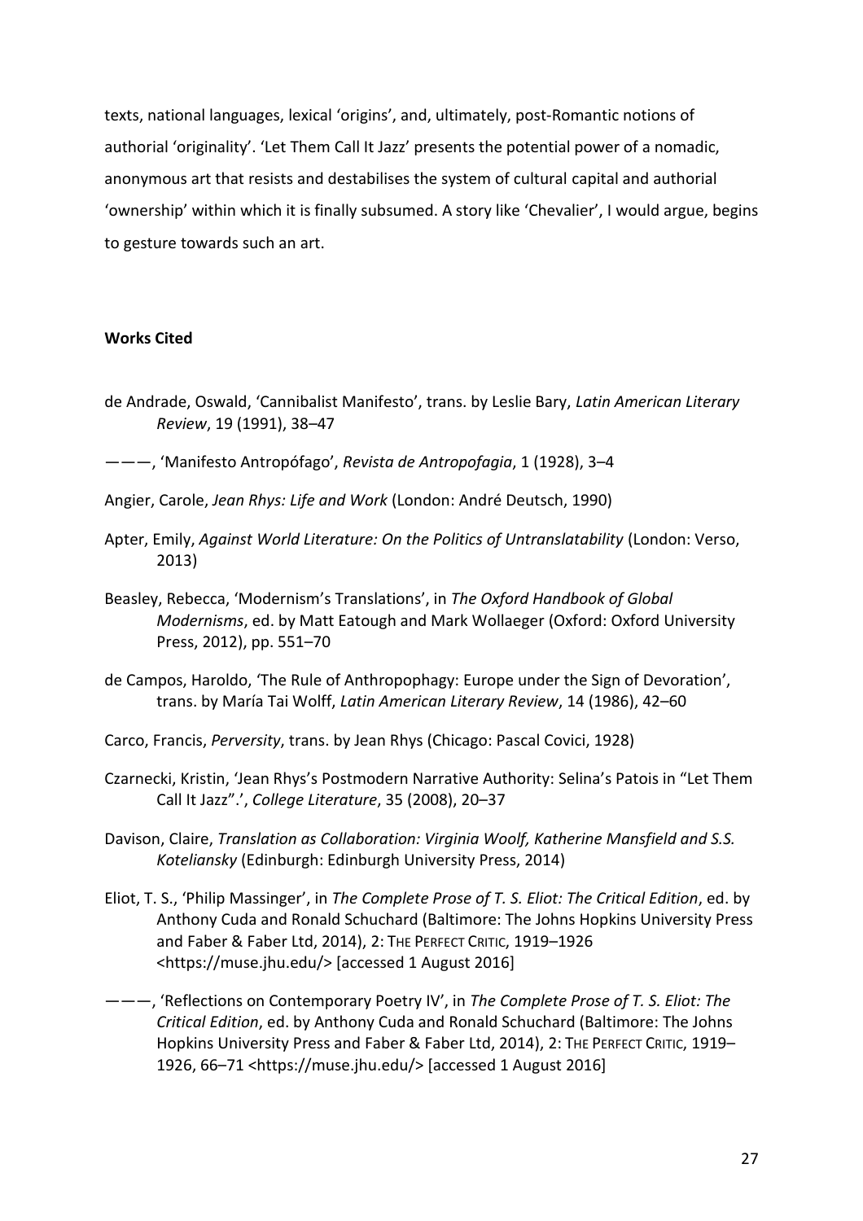texts, national languages, lexical 'origins', and, ultimately, post-Romantic notions of authorial 'originality'. 'Let Them Call It Jazz' presents the potential power of a nomadic, anonymous art that resists and destabilises the system of cultural capital and authorial 'ownership' within which it is finally subsumed. A story like 'Chevalier', I would argue, begins to gesture towards such an art.

**Works Cited**

de Andrade, Oswald, 'Cannibalist Manifesto', trans. by Leslie Bary, *Latin American Literary Review*, 19 (1991), 38–47

———, 'Manifesto Antropófago', *Revista de Antropofagia*, 1 (1928), 3–4

Angier, Carole, *Jean Rhys: Life and Work* (London: André Deutsch, 1990)

Apter, Emily, *Against World Literature: On the Politics of Untranslatability* (London: Verso, 2013)

Beasley, Rebecca, 'Modernism's Translations', in *The Oxford Handbook of Global Modernisms*, ed. by Matt Eatough and Mark Wollaeger (Oxford: Oxford University Press, 2012), pp. 551–70

de Campos, Haroldo, 'The Rule of Anthropophagy: Europe under the Sign of Devoration', trans. by María Tai Wolff, *Latin American Literary Review*, 14 (1986), 42–60

Carco, Francis, *Perversity*, trans. by Jean Rhys (Chicago: Pascal Covici, 1928)

Czarnecki, Kristin, 'Jean Rhys's Postmodern Narrative Authority: Selina's Patois in "Let Them Call It Jazz".', *College Literature*, 35 (2008), 20–37

Davison, Claire, *Translation as Collaboration: Virginia Woolf, Katherine Mansfield and S.S. Koteliansky* (Edinburgh: Edinburgh University Press, 2014)

Eliot, T. S., 'Philip Massinger', in *The Complete Prose of T. S. Eliot: The Critical Edition*, ed. by Anthony Cuda and Ronald Schuchard (Baltimore: The Johns Hopkins University Press and Faber & Faber Ltd, 2014), 2: THE PERFECT CRITIC, 1919–1926 <https://muse.jhu.edu/> [accessed 1 August 2016]

———, 'Reflections on Contemporary Poetry IV', in *The Complete Prose of T. S. Eliot: The Critical Edition*, ed. by Anthony Cuda and Ronald Schuchard (Baltimore: The Johns Hopkins University Press and Faber & Faber Ltd, 2014), 2: THE PERFECT CRITIC, 1919–1926, 66–71 <https://muse.jhu.edu/> [accessed 1 August 2016]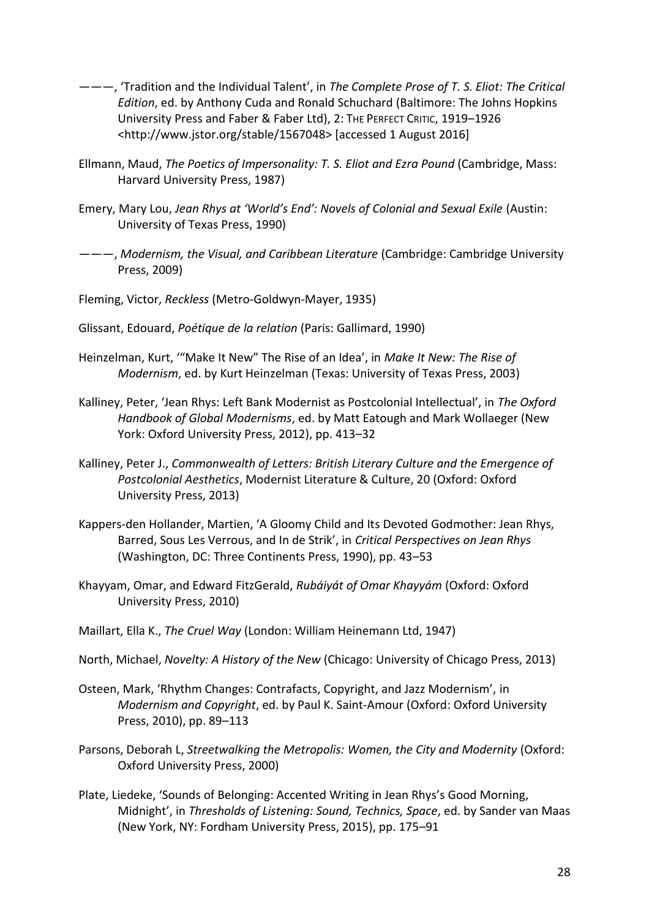———, 'Tradition and the Individual Talent', in *The Complete Prose of T. S. Eliot: The Critical Edition*, ed. by Anthony Cuda and Ronald Schuchard (Baltimore: The Johns Hopkins University Press and Faber & Faber Ltd), 2: THE PERFECT CRITIC, 1919–1926 <http://www.jstor.org/stable/1567048> [accessed 1 August 2016]

Ellmann, Maud, *The Poetics of Impersonality: T. S. Eliot and Ezra Pound* (Cambridge, Mass: Harvard University Press, 1987)

Emery, Mary Lou, *Jean Rhys at 'World's End': Novels of Colonial and Sexual Exile* (Austin: University of Texas Press, 1990)

———, *Modernism, the Visual, and Caribbean Literature* (Cambridge: Cambridge University Press, 2009)

Fleming, Victor, *Reckless* (Metro-Goldwyn-Mayer, 1935)

Glissant, Edouard, *Poétique de la relation* (Paris: Gallimard, 1990)

Heinzelman, Kurt, '"Make It New" The Rise of an Idea', in *Make It New: The Rise of Modernism*, ed. by Kurt Heinzelman (Texas: University of Texas Press, 2003)

Kalliney, Peter, 'Jean Rhys: Left Bank Modernist as Postcolonial Intellectual', in *The Oxford Handbook of Global Modernisms*, ed. by Matt Eatough and Mark Wollaeger (New York: Oxford University Press, 2012), pp. 413–32

Kalliney, Peter J., *Commonwealth of Letters: British Literary Culture and the Emergence of Postcolonial Aesthetics*, Modernist Literature & Culture, 20 (Oxford: Oxford University Press, 2013)

Kappers-den Hollander, Martien, 'A Gloomy Child and Its Devoted Godmother: Jean Rhys, Barred, Sous Les Verrous, and In de Strik', in *Critical Perspectives on Jean Rhys* (Washington, DC: Three Continents Press, 1990), pp. 43–53

Khayyam, Omar, and Edward FitzGerald, *Rubáiyát of Omar Khayyám* (Oxford: Oxford University Press, 2010)

Maillart, Ella K., *The Cruel Way* (London: William Heinemann Ltd, 1947)

North, Michael, *Novelty: A History of the New* (Chicago: University of Chicago Press, 2013)

Osteen, Mark, 'Rhythm Changes: Contrafacts, Copyright, and Jazz Modernism', in *Modernism and Copyright*, ed. by Paul K. Saint-Amour (Oxford: Oxford University Press, 2010), pp. 89–113

Parsons, Deborah L, *Streetwalking the Metropolis: Women, the City and Modernity* (Oxford: Oxford University Press, 2000)

Plate, Liedeke, 'Sounds of Belonging: Accented Writing in Jean Rhys's Good Morning, Midnight', in *Thresholds of Listening: Sound, Technics, Space*, ed. by Sander van Maas (New York, NY: Fordham University Press, 2015), pp. 175–91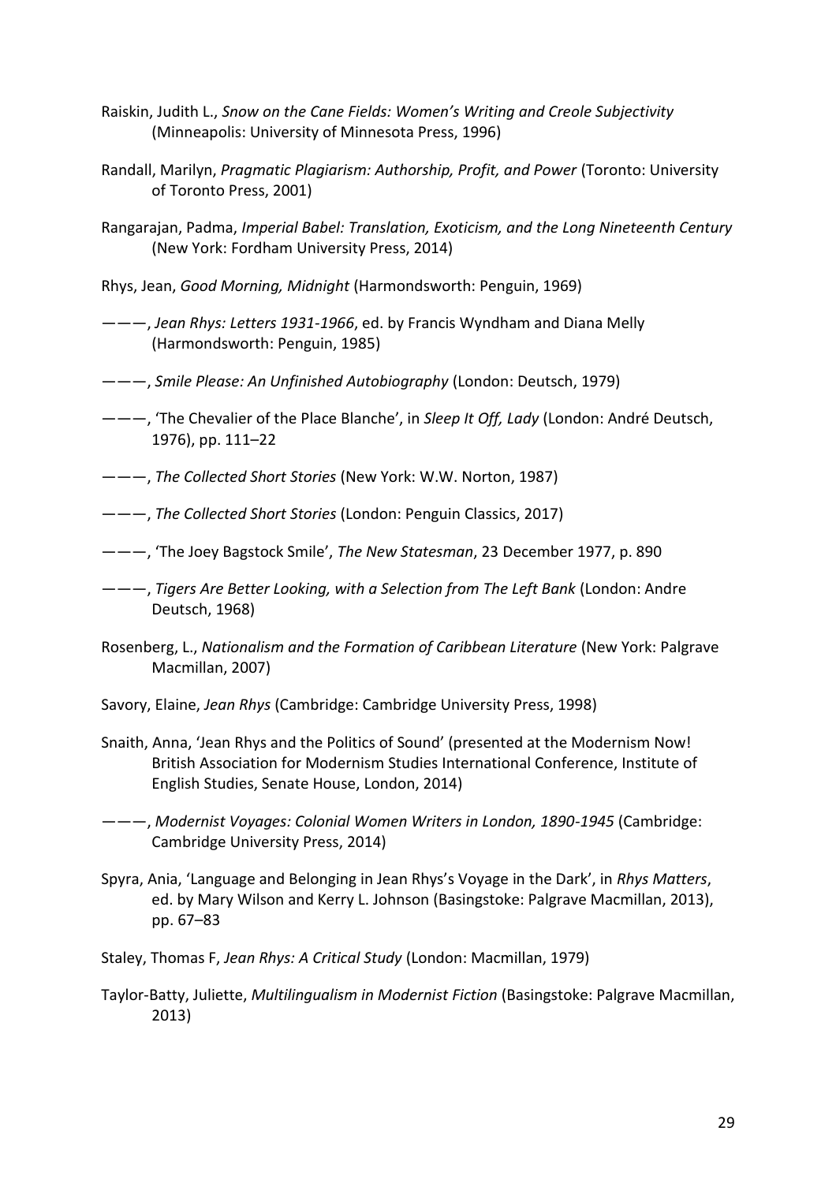Raiskin, Judith L., *Snow on the Cane Fields: Women's Writing and Creole Subjectivity* (Minneapolis: University of Minnesota Press, 1996)

Randall, Marilyn, *Pragmatic Plagiarism: Authorship, Profit, and Power* (Toronto: University of Toronto Press, 2001)

Rangarajan, Padma, *Imperial Babel: Translation, Exoticism, and the Long Nineteenth Century* (New York: Fordham University Press, 2014)

Rhys, Jean, *Good Morning, Midnight* (Harmondsworth: Penguin, 1969)

———, *Jean Rhys: Letters 1931-1966*, ed. by Francis Wyndham and Diana Melly (Harmondsworth: Penguin, 1985)

———, *Smile Please: An Unfinished Autobiography* (London: Deutsch, 1979)

———, 'The Chevalier of the Place Blanche', in *Sleep It Off, Lady* (London: André Deutsch, 1976), pp. 111–22

———, *The Collected Short Stories* (New York: W.W. Norton, 1987)

———, *The Collected Short Stories* (London: Penguin Classics, 2017)

———, 'The Joey Bagstock Smile', *The New Statesman*, 23 December 1977, p. 890

———, *Tigers Are Better Looking, with a Selection from The Left Bank* (London: Andre Deutsch, 1968)

Rosenberg, L., *Nationalism and the Formation of Caribbean Literature* (New York: Palgrave Macmillan, 2007)

Savory, Elaine, *Jean Rhys* (Cambridge: Cambridge University Press, 1998)

Snaith, Anna, 'Jean Rhys and the Politics of Sound' (presented at the Modernism Now! British Association for Modernism Studies International Conference, Institute of English Studies, Senate House, London, 2014)

———, *Modernist Voyages: Colonial Women Writers in London, 1890-1945* (Cambridge: Cambridge University Press, 2014)

Spyra, Ania, 'Language and Belonging in Jean Rhys's Voyage in the Dark', in *Rhys Matters*, ed. by Mary Wilson and Kerry L. Johnson (Basingstoke: Palgrave Macmillan, 2013), pp. 67–83

Staley, Thomas F, *Jean Rhys: A Critical Study* (London: Macmillan, 1979)

Taylor-Batty, Juliette, *Multilingualism in Modernist Fiction* (Basingstoke: Palgrave Macmillan, 2013)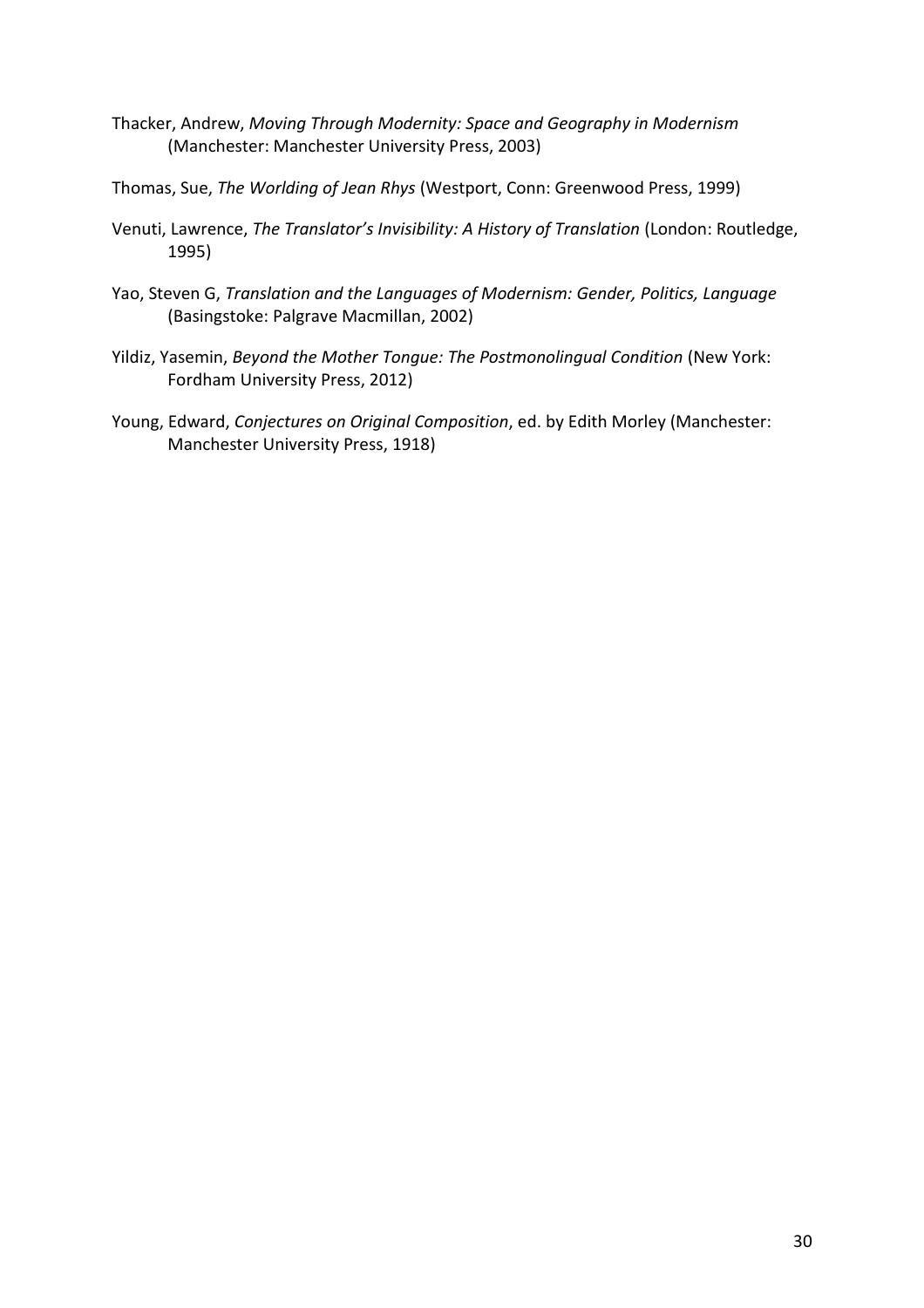Thacker, Andrew, *Moving Through Modernity: Space and Geography in Modernism* (Manchester: Manchester University Press, 2003)

Thomas, Sue, *The Worlding of Jean Rhys* (Westport, Conn: Greenwood Press, 1999)

Venuti, Lawrence, *The Translator's Invisibility: A History of Translation* (London: Routledge, 1995)

Yao, Steven G, *Translation and the Languages of Modernism: Gender, Politics, Language* (Basingstoke: Palgrave Macmillan, 2002)

Yildiz, Yasemin, *Beyond the Mother Tongue: The Postmonolingual Condition* (New York: Fordham University Press, 2012)

Young, Edward, *Conjectures on Original Composition*, ed. by Edith Morley (Manchester: Manchester University Press, 1918)